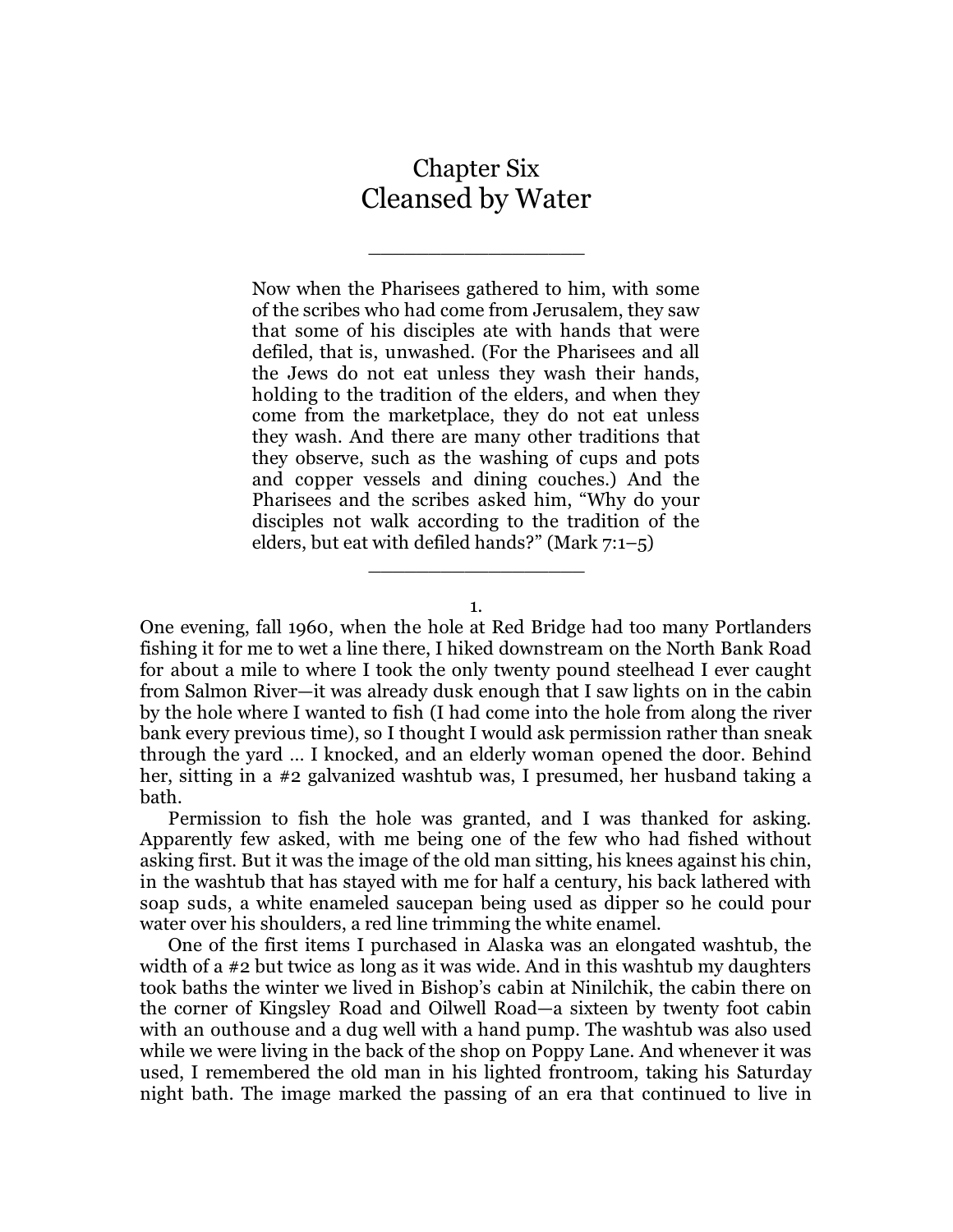# Chapter Six
# Cleansed by Water

---

> Now when the Pharisees gathered to him, with some of the scribes who had come from Jerusalem, they saw that some of his disciples ate with hands that were defiled, that is, unwashed. (For the Pharisees and all the Jews do not eat unless they wash their hands, holding to the tradition of the elders, and when they come from the marketplace, they do not eat unless they wash. And there are many other traditions that they observe, such as the washing of cups and pots and copper vessels and dining couches.) And the Pharisees and the scribes asked him, "Why do your disciples not walk according to the tradition of the elders, but eat with defiled hands?" (Mark 7:1–5)

---

1.

One evening, fall 1960, when the hole at Red Bridge had too many Portlanders fishing it for me to wet a line there, I hiked downstream on the North Bank Road for about a mile to where I took the only twenty pound steelhead I ever caught from Salmon River—it was already dusk enough that I saw lights on in the cabin by the hole where I wanted to fish (I had come into the hole from along the river bank every previous time), so I thought I would ask permission rather than sneak through the yard … I knocked, and an elderly woman opened the door. Behind her, sitting in a #2 galvanized washtub was, I presumed, her husband taking a bath.

Permission to fish the hole was granted, and I was thanked for asking. Apparently few asked, with me being one of the few who had fished without asking first. But it was the image of the old man sitting, his knees against his chin, in the washtub that has stayed with me for half a century, his back lathered with soap suds, a white enameled saucepan being used as dipper so he could pour water over his shoulders, a red line trimming the white enamel.

One of the first items I purchased in Alaska was an elongated washtub, the width of a #2 but twice as long as it was wide. And in this washtub my daughters took baths the winter we lived in Bishop's cabin at Ninilchik, the cabin there on the corner of Kingsley Road and Oilwell Road—a sixteen by twenty foot cabin with an outhouse and a dug well with a hand pump. The washtub was also used while we were living in the back of the shop on Poppy Lane. And whenever it was used, I remembered the old man in his lighted frontroom, taking his Saturday night bath. The image marked the passing of an era that continued to live in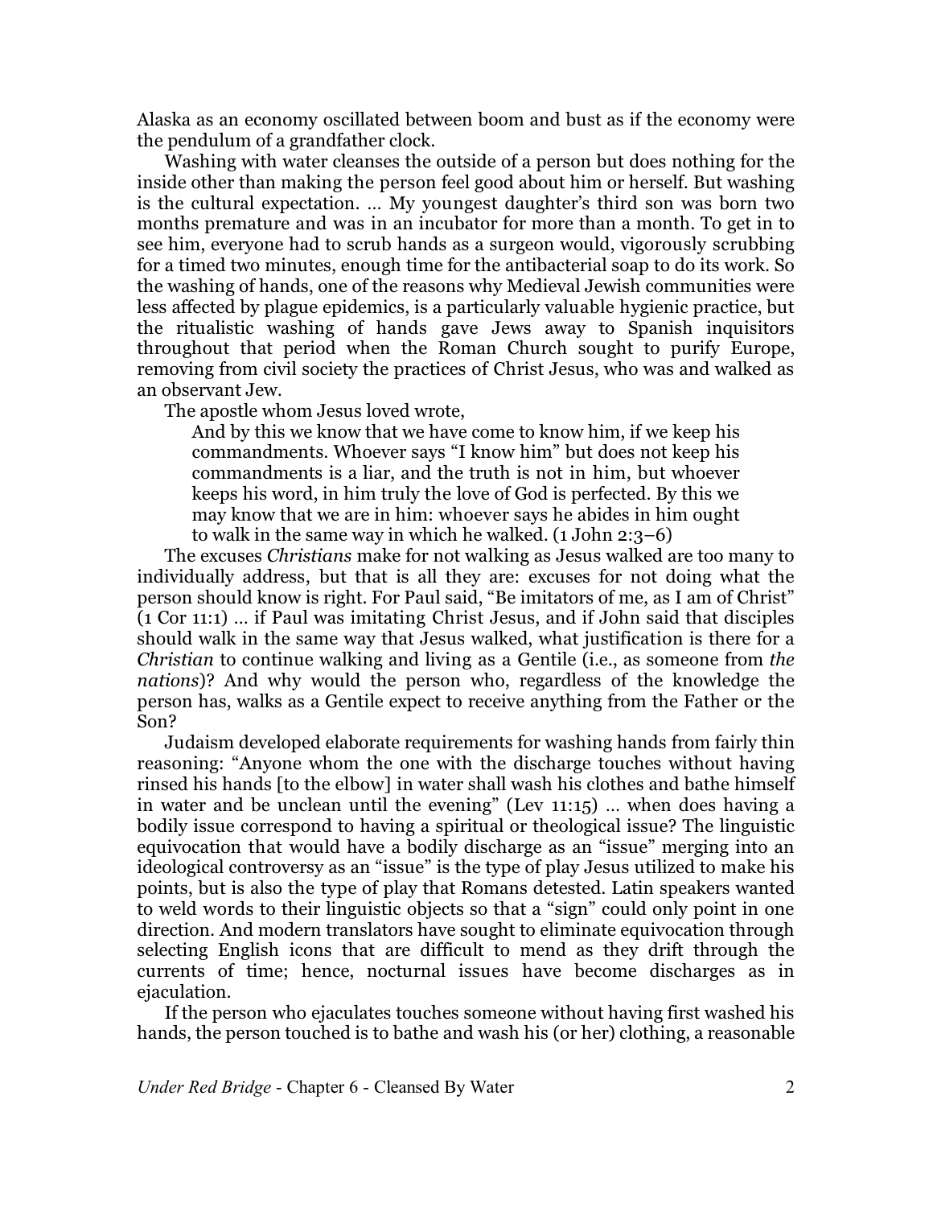Alaska as an economy oscillated between boom and bust as if the economy were the pendulum of a grandfather clock.

Washing with water cleanses the outside of a person but does nothing for the inside other than making the person feel good about him or herself. But washing is the cultural expectation. … My youngest daughter's third son was born two months premature and was in an incubator for more than a month. To get in to see him, everyone had to scrub hands as a surgeon would, vigorously scrubbing for a timed two minutes, enough time for the antibacterial soap to do its work. So the washing of hands, one of the reasons why Medieval Jewish communities were less affected by plague epidemics, is a particularly valuable hygienic practice, but the ritualistic washing of hands gave Jews away to Spanish inquisitors throughout that period when the Roman Church sought to purify Europe, removing from civil society the practices of Christ Jesus, who was and walked as an observant Jew.

The apostle whom Jesus loved wrote,

> And by this we know that we have come to know him, if we keep his commandments. Whoever says "I know him" but does not keep his commandments is a liar, and the truth is not in him, but whoever keeps his word, in him truly the love of God is perfected. By this we may know that we are in him: whoever says he abides in him ought to walk in the same way in which he walked. (1 John 2:3–6)

The excuses *Christians* make for not walking as Jesus walked are too many to individually address, but that is all they are: excuses for not doing what the person should know is right. For Paul said, "Be imitators of me, as I am of Christ" (1 Cor 11:1) … if Paul was imitating Christ Jesus, and if John said that disciples should walk in the same way that Jesus walked, what justification is there for a *Christian* to continue walking and living as a Gentile (i.e., as someone from *the nations*)? And why would the person who, regardless of the knowledge the person has, walks as a Gentile expect to receive anything from the Father or the Son?

Judaism developed elaborate requirements for washing hands from fairly thin reasoning: "Anyone whom the one with the discharge touches without having rinsed his hands [to the elbow] in water shall wash his clothes and bathe himself in water and be unclean until the evening" (Lev 11:15) … when does having a bodily issue correspond to having a spiritual or theological issue? The linguistic equivocation that would have a bodily discharge as an "issue" merging into an ideological controversy as an "issue" is the type of play Jesus utilized to make his points, but is also the type of play that Romans detested. Latin speakers wanted to weld words to their linguistic objects so that a "sign" could only point in one direction. And modern translators have sought to eliminate equivocation through selecting English icons that are difficult to mend as they drift through the currents of time; hence, nocturnal issues have become discharges as in ejaculation.

If the person who ejaculates touches someone without having first washed his hands, the person touched is to bathe and wash his (or her) clothing, a reasonable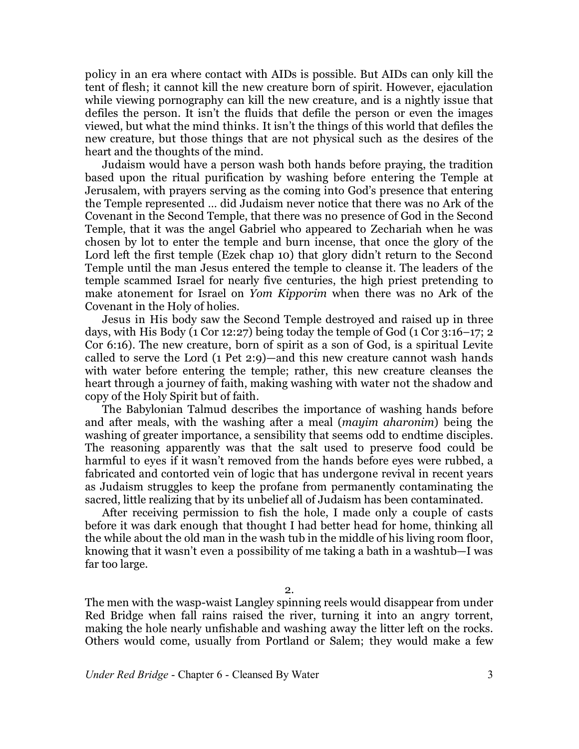policy in an era where contact with AIDs is possible. But AIDs can only kill the tent of flesh; it cannot kill the new creature born of spirit. However, ejaculation while viewing pornography can kill the new creature, and is a nightly issue that defiles the person. It isn't the fluids that defile the person or even the images viewed, but what the mind thinks. It isn't the things of this world that defiles the new creature, but those things that are not physical such as the desires of the heart and the thoughts of the mind.

Judaism would have a person wash both hands before praying, the tradition based upon the ritual purification by washing before entering the Temple at Jerusalem, with prayers serving as the coming into God's presence that entering the Temple represented … did Judaism never notice that there was no Ark of the Covenant in the Second Temple, that there was no presence of God in the Second Temple, that it was the angel Gabriel who appeared to Zechariah when he was chosen by lot to enter the temple and burn incense, that once the glory of the Lord left the first temple (Ezek chap 10) that glory didn't return to the Second Temple until the man Jesus entered the temple to cleanse it. The leaders of the temple scammed Israel for nearly five centuries, the high priest pretending to make atonement for Israel on *Yom Kipporim* when there was no Ark of the Covenant in the Holy of holies.

Jesus in His body saw the Second Temple destroyed and raised up in three days, with His Body (1 Cor 12:27) being today the temple of God (1 Cor 3:16–17; 2 Cor 6:16). The new creature, born of spirit as a son of God, is a spiritual Levite called to serve the Lord (1 Pet 2:9)—and this new creature cannot wash hands with water before entering the temple; rather, this new creature cleanses the heart through a journey of faith, making washing with water not the shadow and copy of the Holy Spirit but of faith.

The Babylonian Talmud describes the importance of washing hands before and after meals, with the washing after a meal (*mayim aharonim*) being the washing of greater importance, a sensibility that seems odd to endtime disciples. The reasoning apparently was that the salt used to preserve food could be harmful to eyes if it wasn't removed from the hands before eyes were rubbed, a fabricated and contorted vein of logic that has undergone revival in recent years as Judaism struggles to keep the profane from permanently contaminating the sacred, little realizing that by its unbelief all of Judaism has been contaminated.

After receiving permission to fish the hole, I made only a couple of casts before it was dark enough that thought I had better head for home, thinking all the while about the old man in the wash tub in the middle of his living room floor, knowing that it wasn't even a possibility of me taking a bath in a washtub—I was far too large.

2.

The men with the wasp-waist Langley spinning reels would disappear from under Red Bridge when fall rains raised the river, turning it into an angry torrent, making the hole nearly unfishable and washing away the litter left on the rocks. Others would come, usually from Portland or Salem; they would make a few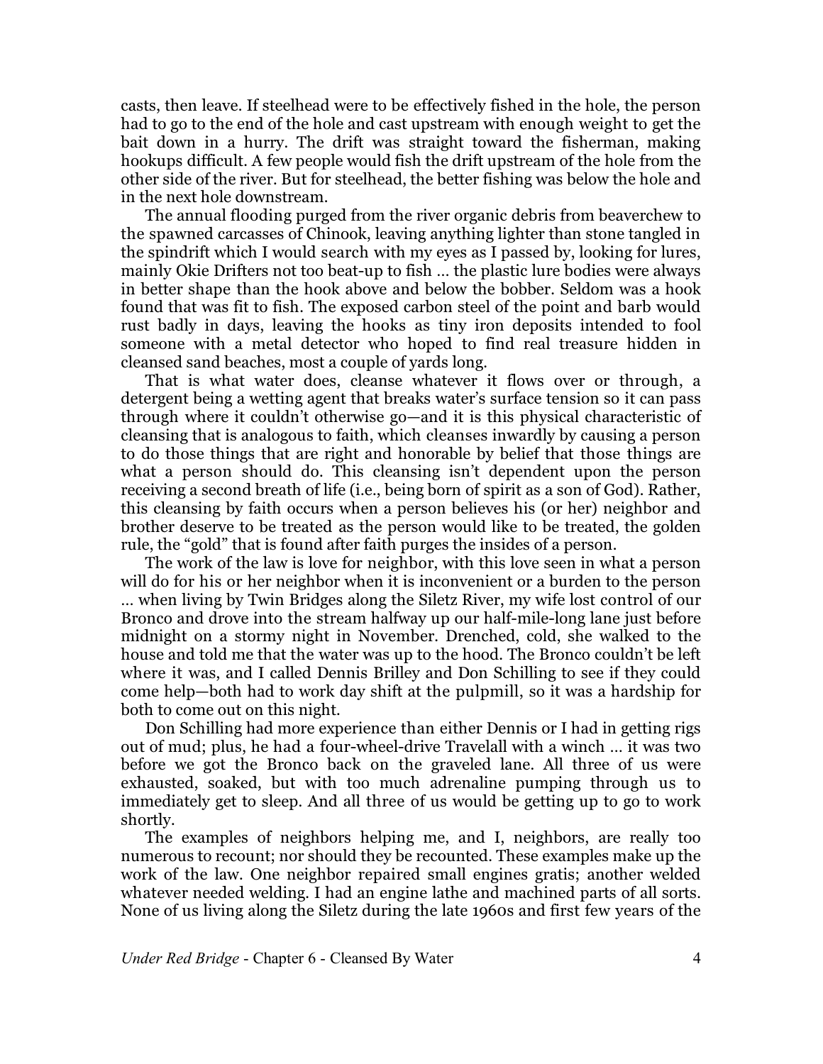casts, then leave. If steelhead were to be effectively fished in the hole, the person had to go to the end of the hole and cast upstream with enough weight to get the bait down in a hurry. The drift was straight toward the fisherman, making hookups difficult. A few people would fish the drift upstream of the hole from the other side of the river. But for steelhead, the better fishing was below the hole and in the next hole downstream.

The annual flooding purged from the river organic debris from beaverchew to the spawned carcasses of Chinook, leaving anything lighter than stone tangled in the spindrift which I would search with my eyes as I passed by, looking for lures, mainly Okie Drifters not too beat-up to fish … the plastic lure bodies were always in better shape than the hook above and below the bobber. Seldom was a hook found that was fit to fish. The exposed carbon steel of the point and barb would rust badly in days, leaving the hooks as tiny iron deposits intended to fool someone with a metal detector who hoped to find real treasure hidden in cleansed sand beaches, most a couple of yards long.

That is what water does, cleanse whatever it flows over or through, a detergent being a wetting agent that breaks water's surface tension so it can pass through where it couldn't otherwise go—and it is this physical characteristic of cleansing that is analogous to faith, which cleanses inwardly by causing a person to do those things that are right and honorable by belief that those things are what a person should do. This cleansing isn't dependent upon the person receiving a second breath of life (i.e., being born of spirit as a son of God). Rather, this cleansing by faith occurs when a person believes his (or her) neighbor and brother deserve to be treated as the person would like to be treated, the golden rule, the "gold" that is found after faith purges the insides of a person.

The work of the law is love for neighbor, with this love seen in what a person will do for his or her neighbor when it is inconvenient or a burden to the person … when living by Twin Bridges along the Siletz River, my wife lost control of our Bronco and drove into the stream halfway up our half-mile-long lane just before midnight on a stormy night in November. Drenched, cold, she walked to the house and told me that the water was up to the hood. The Bronco couldn't be left where it was, and I called Dennis Brilley and Don Schilling to see if they could come help—both had to work day shift at the pulpmill, so it was a hardship for both to come out on this night.

Don Schilling had more experience than either Dennis or I had in getting rigs out of mud; plus, he had a four-wheel-drive Travelall with a winch … it was two before we got the Bronco back on the graveled lane. All three of us were exhausted, soaked, but with too much adrenaline pumping through us to immediately get to sleep. And all three of us would be getting up to go to work shortly.

The examples of neighbors helping me, and I, neighbors, are really too numerous to recount; nor should they be recounted. These examples make up the work of the law. One neighbor repaired small engines gratis; another welded whatever needed welding. I had an engine lathe and machined parts of all sorts. None of us living along the Siletz during the late 1960s and first few years of the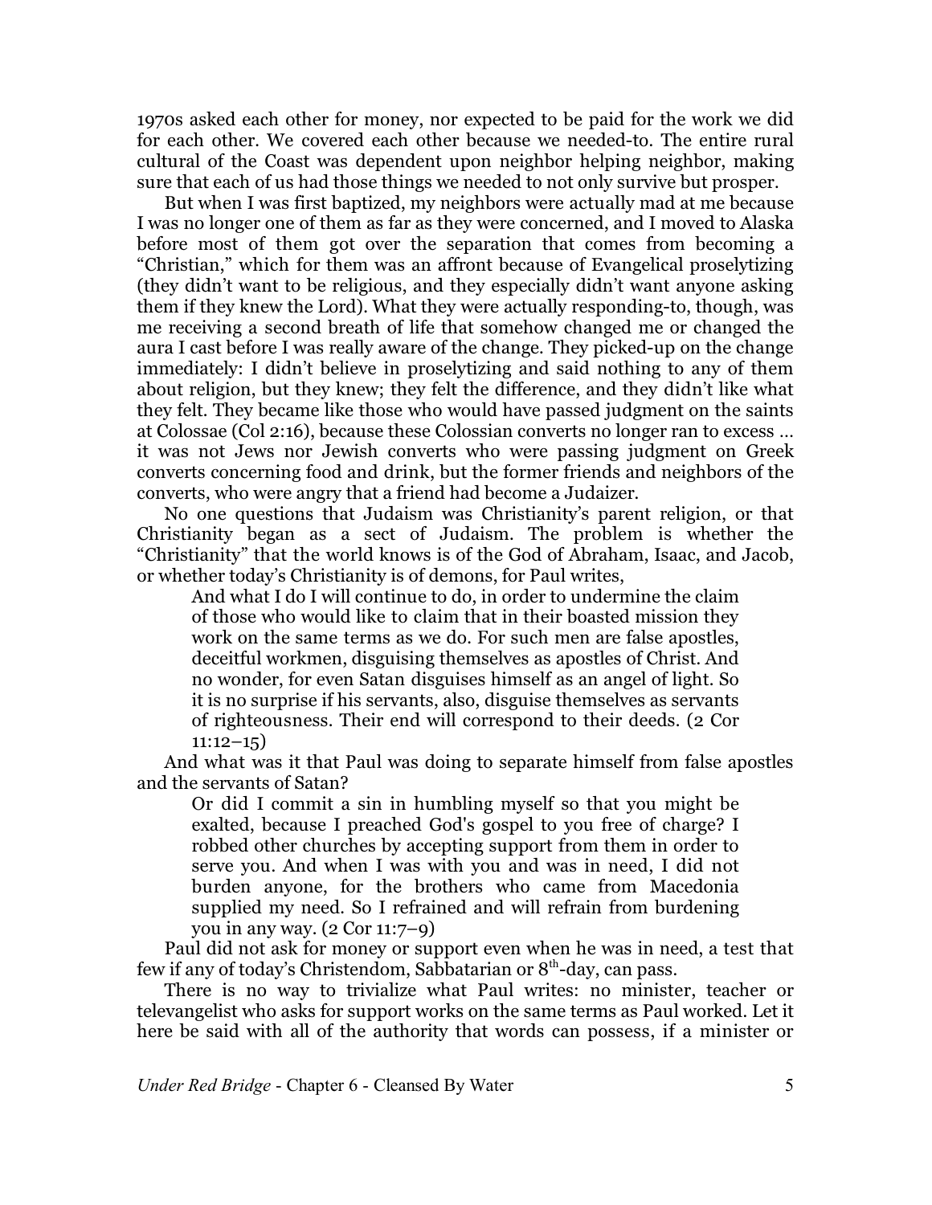1970s asked each other for money, nor expected to be paid for the work we did for each other. We covered each other because we needed-to. The entire rural cultural of the Coast was dependent upon neighbor helping neighbor, making sure that each of us had those things we needed to not only survive but prosper.

But when I was first baptized, my neighbors were actually mad at me because I was no longer one of them as far as they were concerned, and I moved to Alaska before most of them got over the separation that comes from becoming a "Christian," which for them was an affront because of Evangelical proselytizing (they didn't want to be religious, and they especially didn't want anyone asking them if they knew the Lord). What they were actually responding-to, though, was me receiving a second breath of life that somehow changed me or changed the aura I cast before I was really aware of the change. They picked-up on the change immediately: I didn't believe in proselytizing and said nothing to any of them about religion, but they knew; they felt the difference, and they didn't like what they felt. They became like those who would have passed judgment on the saints at Colossae (Col 2:16), because these Colossian converts no longer ran to excess … it was not Jews nor Jewish converts who were passing judgment on Greek converts concerning food and drink, but the former friends and neighbors of the converts, who were angry that a friend had become a Judaizer.

No one questions that Judaism was Christianity's parent religion, or that Christianity began as a sect of Judaism. The problem is whether the "Christianity" that the world knows is of the God of Abraham, Isaac, and Jacob, or whether today's Christianity is of demons, for Paul writes,

> And what I do I will continue to do, in order to undermine the claim of those who would like to claim that in their boasted mission they work on the same terms as we do. For such men are false apostles, deceitful workmen, disguising themselves as apostles of Christ. And no wonder, for even Satan disguises himself as an angel of light. So it is no surprise if his servants, also, disguise themselves as servants of righteousness. Their end will correspond to their deeds. (2 Cor 11:12–15)

And what was it that Paul was doing to separate himself from false apostles and the servants of Satan?

> Or did I commit a sin in humbling myself so that you might be exalted, because I preached God's gospel to you free of charge? I robbed other churches by accepting support from them in order to serve you. And when I was with you and was in need, I did not burden anyone, for the brothers who came from Macedonia supplied my need. So I refrained and will refrain from burdening you in any way. (2 Cor 11:7–9)

Paul did not ask for money or support even when he was in need, a test that few if any of today's Christendom, Sabbatarian or 8th-day, can pass.

There is no way to trivialize what Paul writes: no minister, teacher or televangelist who asks for support works on the same terms as Paul worked. Let it here be said with all of the authority that words can possess, if a minister or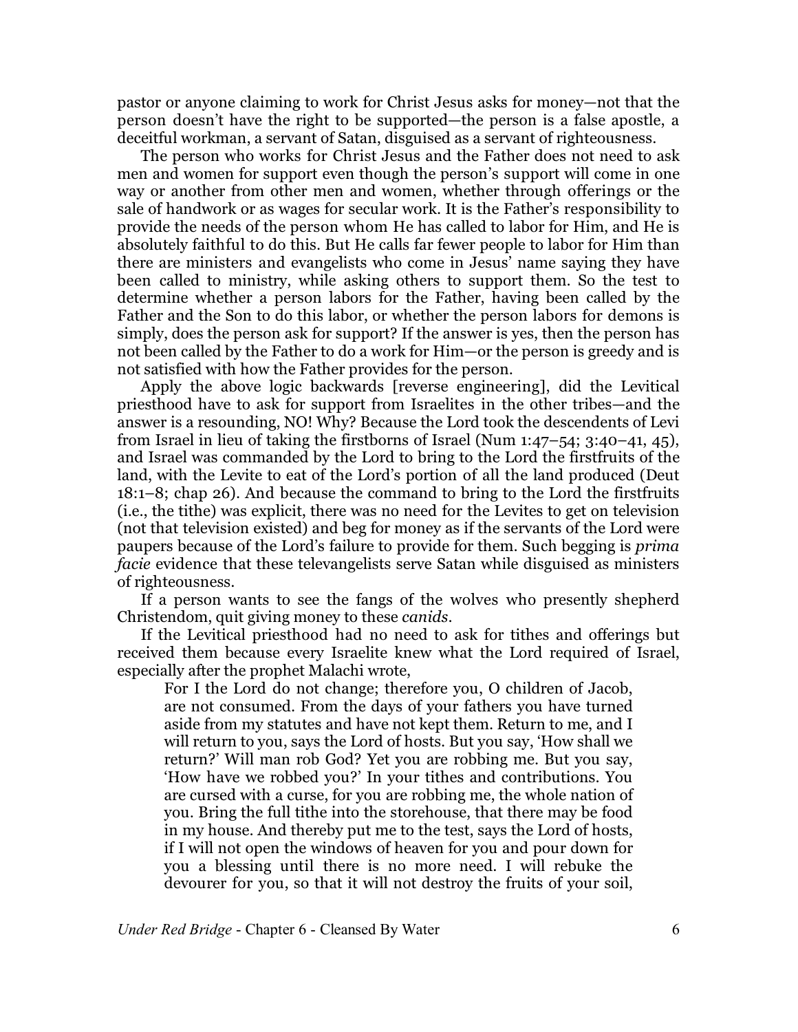pastor or anyone claiming to work for Christ Jesus asks for money—not that the person doesn't have the right to be supported—the person is a false apostle, a deceitful workman, a servant of Satan, disguised as a servant of righteousness.

The person who works for Christ Jesus and the Father does not need to ask men and women for support even though the person's support will come in one way or another from other men and women, whether through offerings or the sale of handwork or as wages for secular work. It is the Father's responsibility to provide the needs of the person whom He has called to labor for Him, and He is absolutely faithful to do this. But He calls far fewer people to labor for Him than there are ministers and evangelists who come in Jesus' name saying they have been called to ministry, while asking others to support them. So the test to determine whether a person labors for the Father, having been called by the Father and the Son to do this labor, or whether the person labors for demons is simply, does the person ask for support? If the answer is yes, then the person has not been called by the Father to do a work for Him—or the person is greedy and is not satisfied with how the Father provides for the person.

Apply the above logic backwards [reverse engineering], did the Levitical priesthood have to ask for support from Israelites in the other tribes—and the answer is a resounding, NO! Why? Because the Lord took the descendents of Levi from Israel in lieu of taking the firstborns of Israel (Num 1:47–54; 3:40–41, 45), and Israel was commanded by the Lord to bring to the Lord the firstfruits of the land, with the Levite to eat of the Lord's portion of all the land produced (Deut 18:1–8; chap 26). And because the command to bring to the Lord the firstfruits (i.e., the tithe) was explicit, there was no need for the Levites to get on television (not that television existed) and beg for money as if the servants of the Lord were paupers because of the Lord's failure to provide for them. Such begging is *prima facie* evidence that these televangelists serve Satan while disguised as ministers of righteousness.

If a person wants to see the fangs of the wolves who presently shepherd Christendom, quit giving money to these *canids*.

If the Levitical priesthood had no need to ask for tithes and offerings but received them because every Israelite knew what the Lord required of Israel, especially after the prophet Malachi wrote,

> For I the Lord do not change; therefore you, O children of Jacob, are not consumed. From the days of your fathers you have turned aside from my statutes and have not kept them. Return to me, and I will return to you, says the Lord of hosts. But you say, 'How shall we return?' Will man rob God? Yet you are robbing me. But you say, 'How have we robbed you?' In your tithes and contributions. You are cursed with a curse, for you are robbing me, the whole nation of you. Bring the full tithe into the storehouse, that there may be food in my house. And thereby put me to the test, says the Lord of hosts, if I will not open the windows of heaven for you and pour down for you a blessing until there is no more need. I will rebuke the devourer for you, so that it will not destroy the fruits of your soil,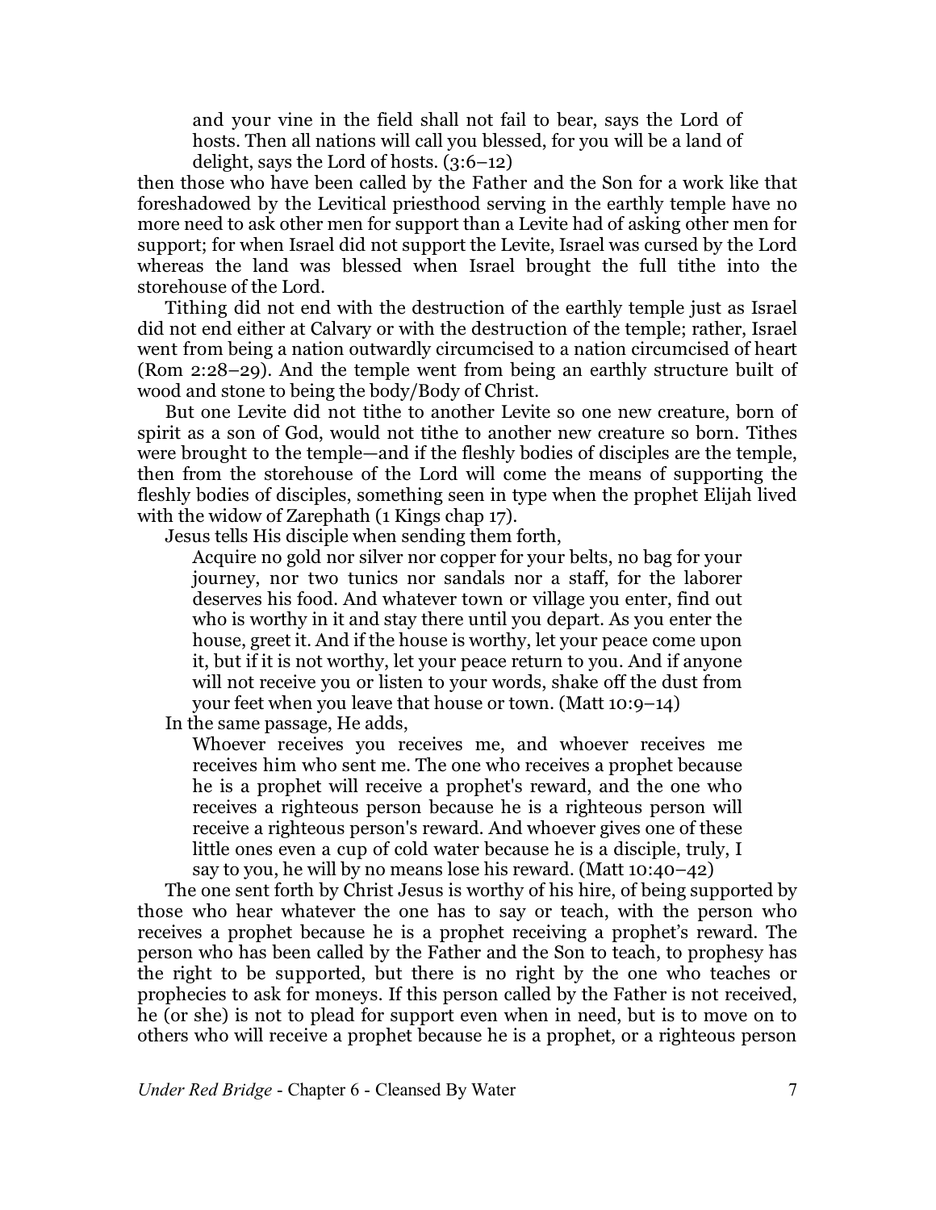> and your vine in the field shall not fail to bear, says the Lord of hosts. Then all nations will call you blessed, for you will be a land of delight, says the Lord of hosts. (3:6–12)

then those who have been called by the Father and the Son for a work like that foreshadowed by the Levitical priesthood serving in the earthly temple have no more need to ask other men for support than a Levite had of asking other men for support; for when Israel did not support the Levite, Israel was cursed by the Lord whereas the land was blessed when Israel brought the full tithe into the storehouse of the Lord.

Tithing did not end with the destruction of the earthly temple just as Israel did not end either at Calvary or with the destruction of the temple; rather, Israel went from being a nation outwardly circumcised to a nation circumcised of heart (Rom 2:28–29). And the temple went from being an earthly structure built of wood and stone to being the body/Body of Christ.

But one Levite did not tithe to another Levite so one new creature, born of spirit as a son of God, would not tithe to another new creature so born. Tithes were brought to the temple—and if the fleshly bodies of disciples are the temple, then from the storehouse of the Lord will come the means of supporting the fleshly bodies of disciples, something seen in type when the prophet Elijah lived with the widow of Zarephath (1 Kings chap 17).

Jesus tells His disciple when sending them forth,

> Acquire no gold nor silver nor copper for your belts, no bag for your journey, nor two tunics nor sandals nor a staff, for the laborer deserves his food. And whatever town or village you enter, find out who is worthy in it and stay there until you depart. As you enter the house, greet it. And if the house is worthy, let your peace come upon it, but if it is not worthy, let your peace return to you. And if anyone will not receive you or listen to your words, shake off the dust from your feet when you leave that house or town. (Matt 10:9–14)

In the same passage, He adds,

> Whoever receives you receives me, and whoever receives me receives him who sent me. The one who receives a prophet because he is a prophet will receive a prophet's reward, and the one who receives a righteous person because he is a righteous person will receive a righteous person's reward. And whoever gives one of these little ones even a cup of cold water because he is a disciple, truly, I say to you, he will by no means lose his reward. (Matt 10:40–42)

The one sent forth by Christ Jesus is worthy of his hire, of being supported by those who hear whatever the one has to say or teach, with the person who receives a prophet because he is a prophet receiving a prophet's reward. The person who has been called by the Father and the Son to teach, to prophesy has the right to be supported, but there is no right by the one who teaches or prophecies to ask for moneys. If this person called by the Father is not received, he (or she) is not to plead for support even when in need, but is to move on to others who will receive a prophet because he is a prophet, or a righteous person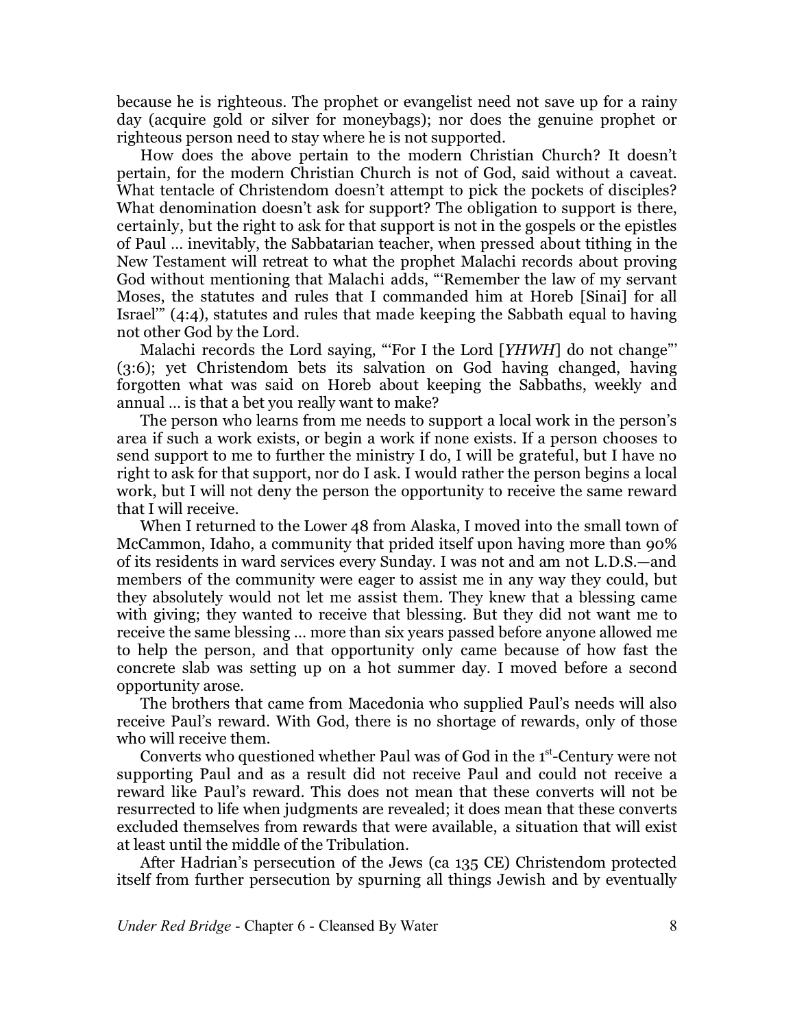because he is righteous. The prophet or evangelist need not save up for a rainy day (acquire gold or silver for moneybags); nor does the genuine prophet or righteous person need to stay where he is not supported.

How does the above pertain to the modern Christian Church? It doesn't pertain, for the modern Christian Church is not of God, said without a caveat. What tentacle of Christendom doesn't attempt to pick the pockets of disciples? What denomination doesn't ask for support? The obligation to support is there, certainly, but the right to ask for that support is not in the gospels or the epistles of Paul … inevitably, the Sabbatarian teacher, when pressed about tithing in the New Testament will retreat to what the prophet Malachi records about proving God without mentioning that Malachi adds, "'Remember the law of my servant Moses, the statutes and rules that I commanded him at Horeb [Sinai] for all Israel'" (4:4), statutes and rules that made keeping the Sabbath equal to having not other God by the Lord.

Malachi records the Lord saying, "'For I the Lord [*YHWH*] do not change"' (3:6); yet Christendom bets its salvation on God having changed, having forgotten what was said on Horeb about keeping the Sabbaths, weekly and annual … is that a bet you really want to make?

The person who learns from me needs to support a local work in the person's area if such a work exists, or begin a work if none exists. If a person chooses to send support to me to further the ministry I do, I will be grateful, but I have no right to ask for that support, nor do I ask. I would rather the person begins a local work, but I will not deny the person the opportunity to receive the same reward that I will receive.

When I returned to the Lower 48 from Alaska, I moved into the small town of McCammon, Idaho, a community that prided itself upon having more than 90% of its residents in ward services every Sunday. I was not and am not L.D.S.—and members of the community were eager to assist me in any way they could, but they absolutely would not let me assist them. They knew that a blessing came with giving; they wanted to receive that blessing. But they did not want me to receive the same blessing … more than six years passed before anyone allowed me to help the person, and that opportunity only came because of how fast the concrete slab was setting up on a hot summer day. I moved before a second opportunity arose.

The brothers that came from Macedonia who supplied Paul's needs will also receive Paul's reward. With God, there is no shortage of rewards, only of those who will receive them.

Converts who questioned whether Paul was of God in the 1st-Century were not supporting Paul and as a result did not receive Paul and could not receive a reward like Paul's reward. This does not mean that these converts will not be resurrected to life when judgments are revealed; it does mean that these converts excluded themselves from rewards that were available, a situation that will exist at least until the middle of the Tribulation.

After Hadrian's persecution of the Jews (ca 135 CE) Christendom protected itself from further persecution by spurning all things Jewish and by eventually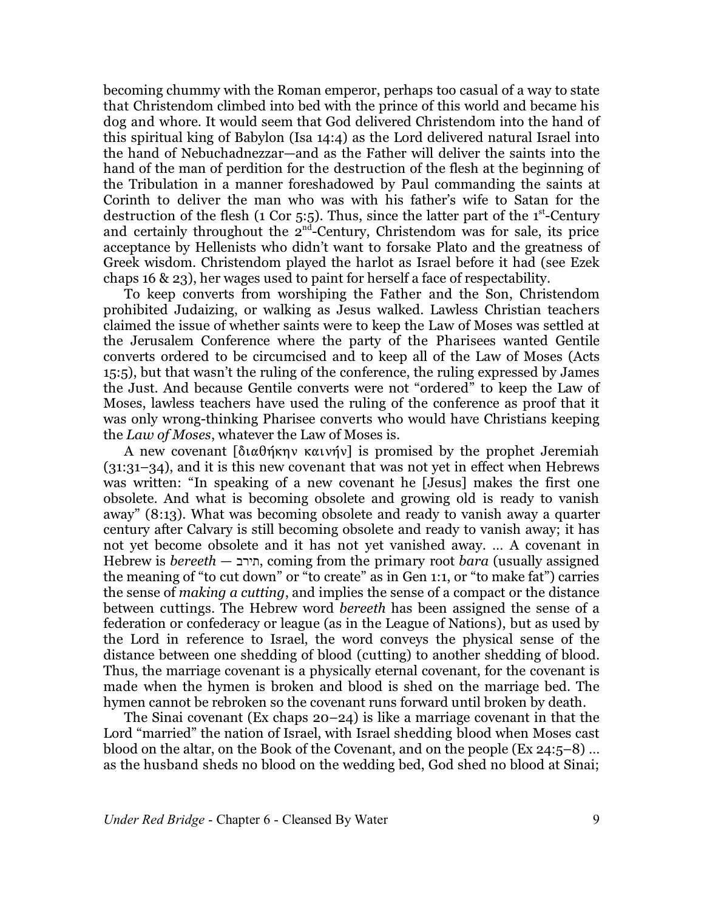becoming chummy with the Roman emperor, perhaps too casual of a way to state that Christendom climbed into bed with the prince of this world and became his dog and whore. It would seem that God delivered Christendom into the hand of this spiritual king of Babylon (Isa 14:4) as the Lord delivered natural Israel into the hand of Nebuchadnezzar—and as the Father will deliver the saints into the hand of the man of perdition for the destruction of the flesh at the beginning of the Tribulation in a manner foreshadowed by Paul commanding the saints at Corinth to deliver the man who was with his father's wife to Satan for the destruction of the flesh (1 Cor 5:5). Thus, since the latter part of the 1st-Century and certainly throughout the 2nd-Century, Christendom was for sale, its price acceptance by Hellenists who didn't want to forsake Plato and the greatness of Greek wisdom. Christendom played the harlot as Israel before it had (see Ezek chaps 16 & 23), her wages used to paint for herself a face of respectability.

To keep converts from worshiping the Father and the Son, Christendom prohibited Judaizing, or walking as Jesus walked. Lawless Christian teachers claimed the issue of whether saints were to keep the Law of Moses was settled at the Jerusalem Conference where the party of the Pharisees wanted Gentile converts ordered to be circumcised and to keep all of the Law of Moses (Acts 15:5), but that wasn't the ruling of the conference, the ruling expressed by James the Just. And because Gentile converts were not "ordered" to keep the Law of Moses, lawless teachers have used the ruling of the conference as proof that it was only wrong-thinking Pharisee converts who would have Christians keeping the *Law of Moses*, whatever the Law of Moses is.

A new covenant [διαθήκην καινήν] is promised by the prophet Jeremiah (31:31–34), and it is this new covenant that was not yet in effect when Hebrews was written: "In speaking of a new covenant he [Jesus] makes the first one obsolete. And what is becoming obsolete and growing old is ready to vanish away" (8:13). What was becoming obsolete and ready to vanish away a quarter century after Calvary is still becoming obsolete and ready to vanish away; it has not yet become obsolete and it has not yet vanished away. … A covenant in Hebrew is *bereeth* — תירב, coming from the primary root *bara* (usually assigned the meaning of "to cut down" or "to create" as in Gen 1:1, or "to make fat") carries the sense of *making a cutting*, and implies the sense of a compact or the distance between cuttings. The Hebrew word *bereeth* has been assigned the sense of a federation or confederacy or league (as in the League of Nations), but as used by the Lord in reference to Israel, the word conveys the physical sense of the distance between one shedding of blood (cutting) to another shedding of blood. Thus, the marriage covenant is a physically eternal covenant, for the covenant is made when the hymen is broken and blood is shed on the marriage bed. The hymen cannot be rebroken so the covenant runs forward until broken by death.

The Sinai covenant (Ex chaps 20–24) is like a marriage covenant in that the Lord "married" the nation of Israel, with Israel shedding blood when Moses cast blood on the altar, on the Book of the Covenant, and on the people (Ex 24:5–8) … as the husband sheds no blood on the wedding bed, God shed no blood at Sinai;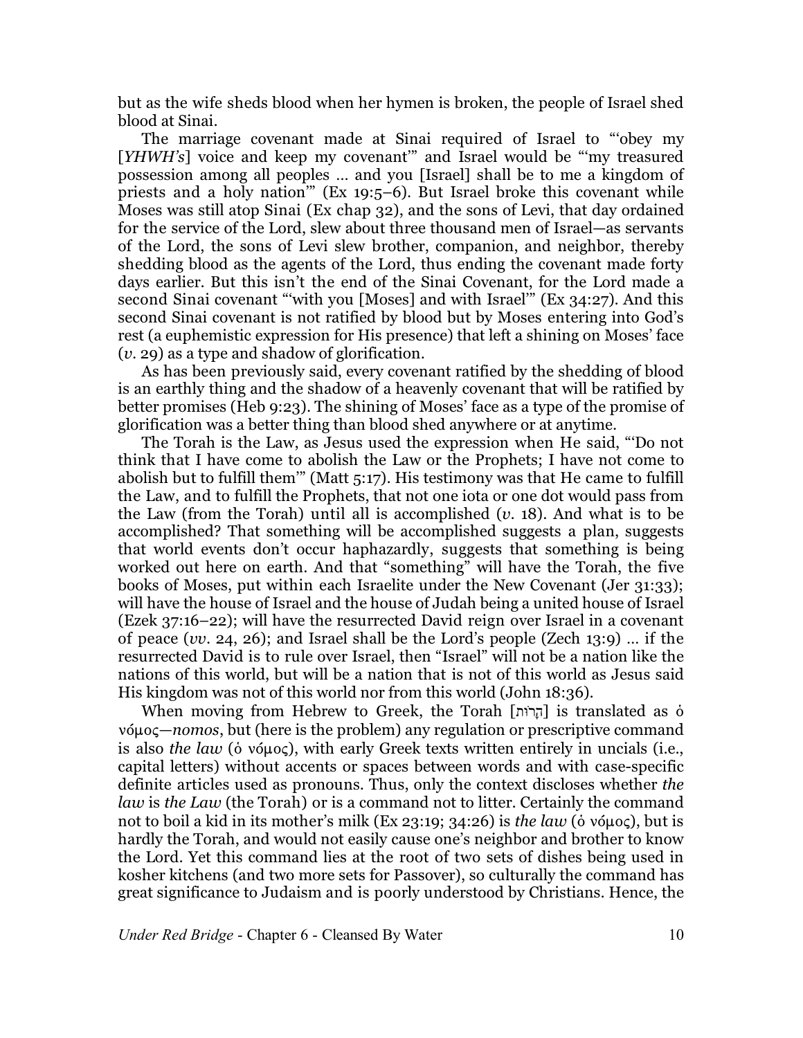but as the wife sheds blood when her hymen is broken, the people of Israel shed blood at Sinai.

The marriage covenant made at Sinai required of Israel to "'obey my [*YHWH's*] voice and keep my covenant'" and Israel would be "'my treasured possession among all peoples … and you [Israel] shall be to me a kingdom of priests and a holy nation'" (Ex 19:5–6). But Israel broke this covenant while Moses was still atop Sinai (Ex chap 32), and the sons of Levi, that day ordained for the service of the Lord, slew about three thousand men of Israel—as servants of the Lord, the sons of Levi slew brother, companion, and neighbor, thereby shedding blood as the agents of the Lord, thus ending the covenant made forty days earlier. But this isn't the end of the Sinai Covenant, for the Lord made a second Sinai covenant "'with you [Moses] and with Israel'" (Ex 34:27). And this second Sinai covenant is not ratified by blood but by Moses entering into God's rest (a euphemistic expression for His presence) that left a shining on Moses' face (*v*. 29) as a type and shadow of glorification.

As has been previously said, every covenant ratified by the shedding of blood is an earthly thing and the shadow of a heavenly covenant that will be ratified by better promises (Heb 9:23). The shining of Moses' face as a type of the promise of glorification was a better thing than blood shed anywhere or at anytime.

The Torah is the Law, as Jesus used the expression when He said, "'Do not think that I have come to abolish the Law or the Prophets; I have not come to abolish but to fulfill them'" (Matt 5:17). His testimony was that He came to fulfill the Law, and to fulfill the Prophets, that not one iota or one dot would pass from the Law (from the Torah) until all is accomplished (*v*. 18). And what is to be accomplished? That something will be accomplished suggests a plan, suggests that world events don't occur haphazardly, suggests that something is being worked out here on earth. And that "something" will have the Torah, the five books of Moses, put within each Israelite under the New Covenant (Jer 31:33); will have the house of Israel and the house of Judah being a united house of Israel (Ezek 37:16–22); will have the resurrected David reign over Israel in a covenant of peace (*vv*. 24, 26); and Israel shall be the Lord's people (Zech 13:9) … if the resurrected David is to rule over Israel, then "Israel" will not be a nation like the nations of this world, but will be a nation that is not of this world as Jesus said His kingdom was not of this world nor from this world (John 18:36).

When moving from Hebrew to Greek, the Torah [הָרוֹת] is translated as ὁ νόμος—*nomos*, but (here is the problem) any regulation or prescriptive command is also *the law* (ὁ νόμος), with early Greek texts written entirely in uncials (i.e., capital letters) without accents or spaces between words and with case-specific definite articles used as pronouns. Thus, only the context discloses whether *the law* is *the Law* (the Torah) or is a command not to litter. Certainly the command not to boil a kid in its mother's milk (Ex 23:19; 34:26) is *the law* (ὁ νόμος), but is hardly the Torah, and would not easily cause one's neighbor and brother to know the Lord. Yet this command lies at the root of two sets of dishes being used in kosher kitchens (and two more sets for Passover), so culturally the command has great significance to Judaism and is poorly understood by Christians. Hence, the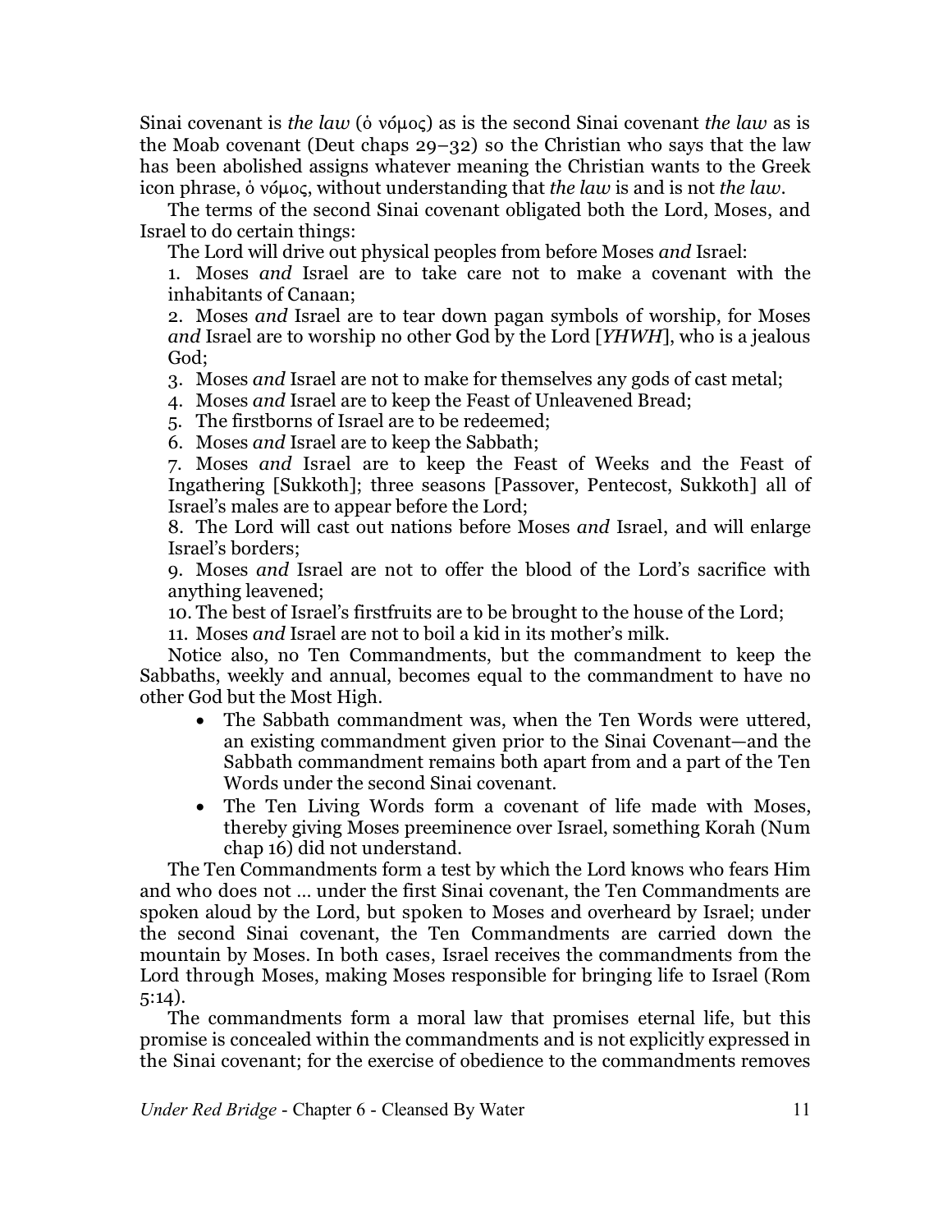Sinai covenant is *the law* (ὁ νόμος) as is the second Sinai covenant *the law* as is the Moab covenant (Deut chaps 29–32) so the Christian who says that the law has been abolished assigns whatever meaning the Christian wants to the Greek icon phrase, ὁ νόμος, without understanding that *the law* is and is not *the law*.

The terms of the second Sinai covenant obligated both the Lord, Moses, and Israel to do certain things:

The Lord will drive out physical peoples from before Moses *and* Israel:

1. Moses *and* Israel are to take care not to make a covenant with the inhabitants of Canaan;
2. Moses *and* Israel are to tear down pagan symbols of worship, for Moses *and* Israel are to worship no other God by the Lord [*YHWH*], who is a jealous God;
3. Moses *and* Israel are not to make for themselves any gods of cast metal;
4. Moses *and* Israel are to keep the Feast of Unleavened Bread;
5. The firstborns of Israel are to be redeemed;
6. Moses *and* Israel are to keep the Sabbath;
7. Moses *and* Israel are to keep the Feast of Weeks and the Feast of Ingathering [Sukkoth]; three seasons [Passover, Pentecost, Sukkoth] all of Israel's males are to appear before the Lord;
8. The Lord will cast out nations before Moses *and* Israel, and will enlarge Israel's borders;
9. Moses *and* Israel are not to offer the blood of the Lord's sacrifice with anything leavened;
10. The best of Israel's firstfruits are to be brought to the house of the Lord;
11. Moses *and* Israel are not to boil a kid in its mother's milk.

Notice also, no Ten Commandments, but the commandment to keep the Sabbaths, weekly and annual, becomes equal to the commandment to have no other God but the Most High.

- The Sabbath commandment was, when the Ten Words were uttered, an existing commandment given prior to the Sinai Covenant—and the Sabbath commandment remains both apart from and a part of the Ten Words under the second Sinai covenant.
- The Ten Living Words form a covenant of life made with Moses, thereby giving Moses preeminence over Israel, something Korah (Num chap 16) did not understand.

The Ten Commandments form a test by which the Lord knows who fears Him and who does not … under the first Sinai covenant, the Ten Commandments are spoken aloud by the Lord, but spoken to Moses and overheard by Israel; under the second Sinai covenant, the Ten Commandments are carried down the mountain by Moses. In both cases, Israel receives the commandments from the Lord through Moses, making Moses responsible for bringing life to Israel (Rom 5:14).

The commandments form a moral law that promises eternal life, but this promise is concealed within the commandments and is not explicitly expressed in the Sinai covenant; for the exercise of obedience to the commandments removes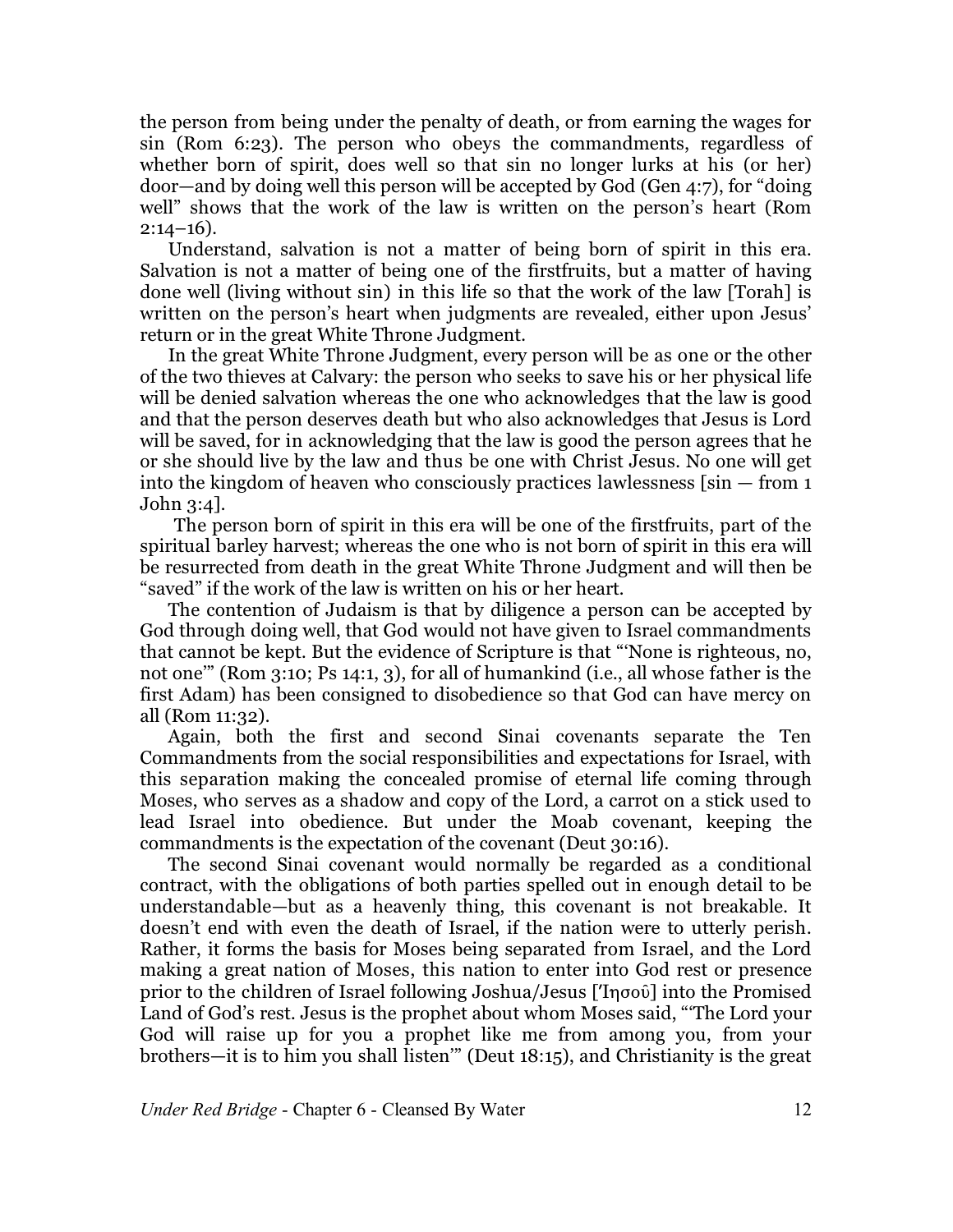the person from being under the penalty of death, or from earning the wages for sin (Rom 6:23). The person who obeys the commandments, regardless of whether born of spirit, does well so that sin no longer lurks at his (or her) door—and by doing well this person will be accepted by God (Gen 4:7), for "doing well" shows that the work of the law is written on the person's heart (Rom 2:14–16).

Understand, salvation is not a matter of being born of spirit in this era. Salvation is not a matter of being one of the firstfruits, but a matter of having done well (living without sin) in this life so that the work of the law [Torah] is written on the person's heart when judgments are revealed, either upon Jesus' return or in the great White Throne Judgment.

In the great White Throne Judgment, every person will be as one or the other of the two thieves at Calvary: the person who seeks to save his or her physical life will be denied salvation whereas the one who acknowledges that the law is good and that the person deserves death but who also acknowledges that Jesus is Lord will be saved, for in acknowledging that the law is good the person agrees that he or she should live by the law and thus be one with Christ Jesus. No one will get into the kingdom of heaven who consciously practices lawlessness [sin — from 1 John 3:4].

The person born of spirit in this era will be one of the firstfruits, part of the spiritual barley harvest; whereas the one who is not born of spirit in this era will be resurrected from death in the great White Throne Judgment and will then be "saved" if the work of the law is written on his or her heart.

The contention of Judaism is that by diligence a person can be accepted by God through doing well, that God would not have given to Israel commandments that cannot be kept. But the evidence of Scripture is that "'None is righteous, no, not one'" (Rom 3:10; Ps 14:1, 3), for all of humankind (i.e., all whose father is the first Adam) has been consigned to disobedience so that God can have mercy on all (Rom 11:32).

Again, both the first and second Sinai covenants separate the Ten Commandments from the social responsibilities and expectations for Israel, with this separation making the concealed promise of eternal life coming through Moses, who serves as a shadow and copy of the Lord, a carrot on a stick used to lead Israel into obedience. But under the Moab covenant, keeping the commandments is the expectation of the covenant (Deut 30:16).

The second Sinai covenant would normally be regarded as a conditional contract, with the obligations of both parties spelled out in enough detail to be understandable—but as a heavenly thing, this covenant is not breakable. It doesn't end with even the death of Israel, if the nation were to utterly perish. Rather, it forms the basis for Moses being separated from Israel, and the Lord making a great nation of Moses, this nation to enter into God rest or presence prior to the children of Israel following Joshua/Jesus [Ἰησοῦ] into the Promised Land of God's rest. Jesus is the prophet about whom Moses said, "'The Lord your God will raise up for you a prophet like me from among you, from your brothers—it is to him you shall listen'" (Deut 18:15), and Christianity is the great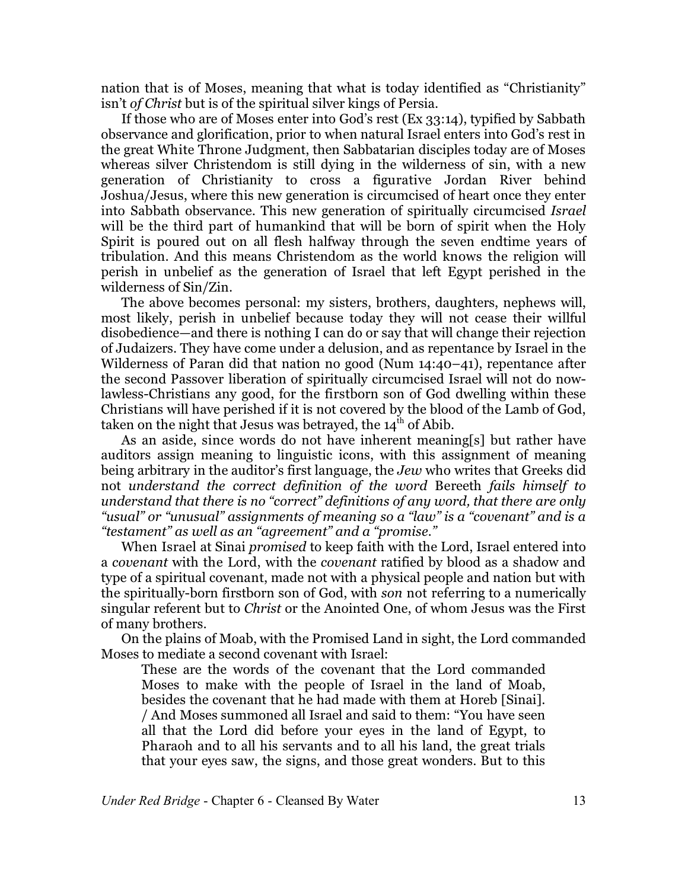nation that is of Moses, meaning that what is today identified as "Christianity" isn't *of Christ* but is of the spiritual silver kings of Persia.

If those who are of Moses enter into God's rest (Ex 33:14), typified by Sabbath observance and glorification, prior to when natural Israel enters into God's rest in the great White Throne Judgment, then Sabbatarian disciples today are of Moses whereas silver Christendom is still dying in the wilderness of sin, with a new generation of Christianity to cross a figurative Jordan River behind Joshua/Jesus, where this new generation is circumcised of heart once they enter into Sabbath observance. This new generation of spiritually circumcised *Israel* will be the third part of humankind that will be born of spirit when the Holy Spirit is poured out on all flesh halfway through the seven endtime years of tribulation. And this means Christendom as the world knows the religion will perish in unbelief as the generation of Israel that left Egypt perished in the wilderness of Sin/Zin.

The above becomes personal: my sisters, brothers, daughters, nephews will, most likely, perish in unbelief because today they will not cease their willful disobedience—and there is nothing I can do or say that will change their rejection of Judaizers. They have come under a delusion, and as repentance by Israel in the Wilderness of Paran did that nation no good (Num 14:40–41), repentance after the second Passover liberation of spiritually circumcised Israel will not do now-lawless-Christians any good, for the firstborn son of God dwelling within these Christians will have perished if it is not covered by the blood of the Lamb of God, taken on the night that Jesus was betrayed, the 14th of Abib.

As an aside, since words do not have inherent meaning[s] but rather have auditors assign meaning to linguistic icons, with this assignment of meaning being arbitrary in the auditor's first language, the *Jew* who writes that Greeks did not *understand the correct definition of the word* Bereeth *fails himself to understand that there is no "correct" definitions of any word, that there are only "usual" or "unusual" assignments of meaning so a "law" is a "covenant" and is a "testament" as well as an "agreement" and a "promise."*

When Israel at Sinai *promised* to keep faith with the Lord, Israel entered into a *covenant* with the Lord, with the *covenant* ratified by blood as a shadow and type of a spiritual covenant, made not with a physical people and nation but with the spiritually-born firstborn son of God, with *son* not referring to a numerically singular referent but to *Christ* or the Anointed One, of whom Jesus was the First of many brothers.

On the plains of Moab, with the Promised Land in sight, the Lord commanded Moses to mediate a second covenant with Israel:

> These are the words of the covenant that the Lord commanded Moses to make with the people of Israel in the land of Moab, besides the covenant that he had made with them at Horeb [Sinai]. / And Moses summoned all Israel and said to them: "You have seen all that the Lord did before your eyes in the land of Egypt, to Pharaoh and to all his servants and to all his land, the great trials that your eyes saw, the signs, and those great wonders. But to this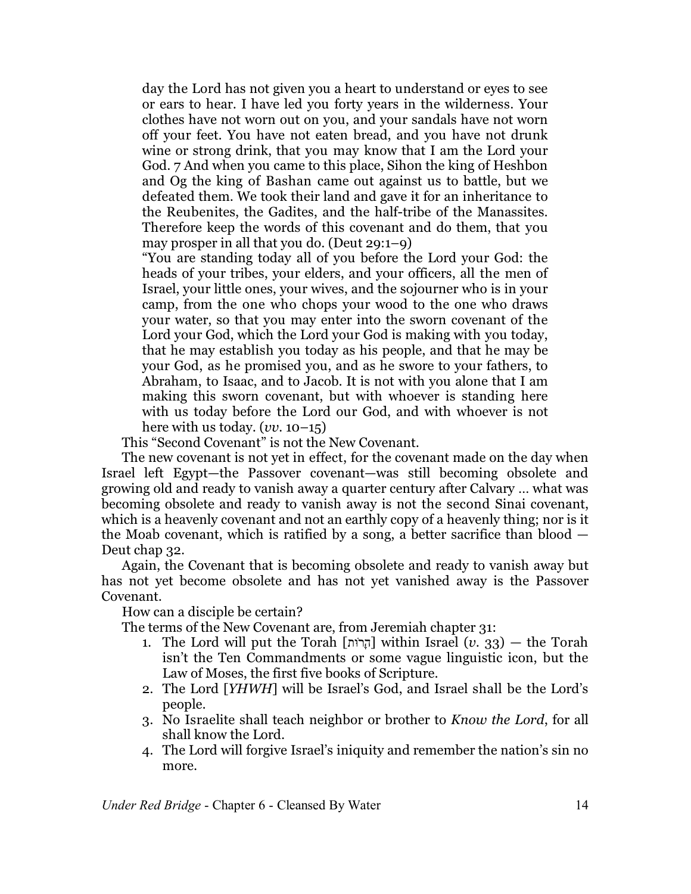> day the Lord has not given you a heart to understand or eyes to see or ears to hear. I have led you forty years in the wilderness. Your clothes have not worn out on you, and your sandals have not worn off your feet. You have not eaten bread, and you have not drunk wine or strong drink, that you may know that I am the Lord your God. 7 And when you came to this place, Sihon the king of Heshbon and Og the king of Bashan came out against us to battle, but we defeated them. We took their land and gave it for an inheritance to the Reubenites, the Gadites, and the half-tribe of the Manassites. Therefore keep the words of this covenant and do them, that you may prosper in all that you do. (Deut 29:1–9)
>
> "You are standing today all of you before the Lord your God: the heads of your tribes, your elders, and your officers, all the men of Israel, your little ones, your wives, and the sojourner who is in your camp, from the one who chops your wood to the one who draws your water, so that you may enter into the sworn covenant of the Lord your God, which the Lord your God is making with you today, that he may establish you today as his people, and that he may be your God, as he promised you, and as he swore to your fathers, to Abraham, to Isaac, and to Jacob. It is not with you alone that I am making this sworn covenant, but with whoever is standing here with us today before the Lord our God, and with whoever is not here with us today. (*vv.* 10–15)

This "Second Covenant" is not the New Covenant.

The new covenant is not yet in effect, for the covenant made on the day when Israel left Egypt—the Passover covenant—was still becoming obsolete and growing old and ready to vanish away a quarter century after Calvary … what was becoming obsolete and ready to vanish away is not the second Sinai covenant, which is a heavenly covenant and not an earthly copy of a heavenly thing; nor is it the Moab covenant, which is ratified by a song, a better sacrifice than blood — Deut chap 32.

Again, the Covenant that is becoming obsolete and ready to vanish away but has not yet become obsolete and has not yet vanished away is the Passover Covenant.

How can a disciple be certain?

The terms of the New Covenant are, from Jeremiah chapter 31:

1. The Lord will put the Torah [הָּרוֹת] within Israel (*v.* 33) — the Torah isn't the Ten Commandments or some vague linguistic icon, but the Law of Moses, the first five books of Scripture.
2. The Lord [*YHWH*] will be Israel's God, and Israel shall be the Lord's people.
3. No Israelite shall teach neighbor or brother to *Know the Lord*, for all shall know the Lord.
4. The Lord will forgive Israel's iniquity and remember the nation's sin no more.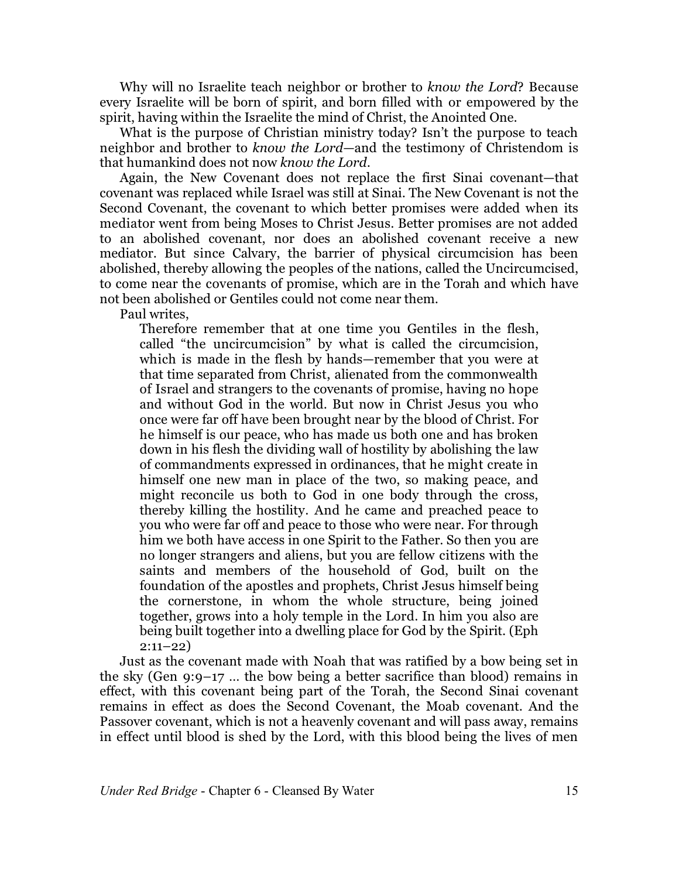Why will no Israelite teach neighbor or brother to *know the Lord*? Because every Israelite will be born of spirit, and born filled with or empowered by the spirit, having within the Israelite the mind of Christ, the Anointed One.

What is the purpose of Christian ministry today? Isn't the purpose to teach neighbor and brother to *know the Lord*—and the testimony of Christendom is that humankind does not now *know the Lord*.

Again, the New Covenant does not replace the first Sinai covenant—that covenant was replaced while Israel was still at Sinai. The New Covenant is not the Second Covenant, the covenant to which better promises were added when its mediator went from being Moses to Christ Jesus. Better promises are not added to an abolished covenant, nor does an abolished covenant receive a new mediator. But since Calvary, the barrier of physical circumcision has been abolished, thereby allowing the peoples of the nations, called the Uncircumcised, to come near the covenants of promise, which are in the Torah and which have not been abolished or Gentiles could not come near them.

Paul writes,

> Therefore remember that at one time you Gentiles in the flesh, called "the uncircumcision" by what is called the circumcision, which is made in the flesh by hands—remember that you were at that time separated from Christ, alienated from the commonwealth of Israel and strangers to the covenants of promise, having no hope and without God in the world. But now in Christ Jesus you who once were far off have been brought near by the blood of Christ. For he himself is our peace, who has made us both one and has broken down in his flesh the dividing wall of hostility by abolishing the law of commandments expressed in ordinances, that he might create in himself one new man in place of the two, so making peace, and might reconcile us both to God in one body through the cross, thereby killing the hostility. And he came and preached peace to you who were far off and peace to those who were near. For through him we both have access in one Spirit to the Father. So then you are no longer strangers and aliens, but you are fellow citizens with the saints and members of the household of God, built on the foundation of the apostles and prophets, Christ Jesus himself being the cornerstone, in whom the whole structure, being joined together, grows into a holy temple in the Lord. In him you also are being built together into a dwelling place for God by the Spirit. (Eph 2:11–22)

Just as the covenant made with Noah that was ratified by a bow being set in the sky (Gen 9:9–17 … the bow being a better sacrifice than blood) remains in effect, with this covenant being part of the Torah, the Second Sinai covenant remains in effect as does the Second Covenant, the Moab covenant. And the Passover covenant, which is not a heavenly covenant and will pass away, remains in effect until blood is shed by the Lord, with this blood being the lives of men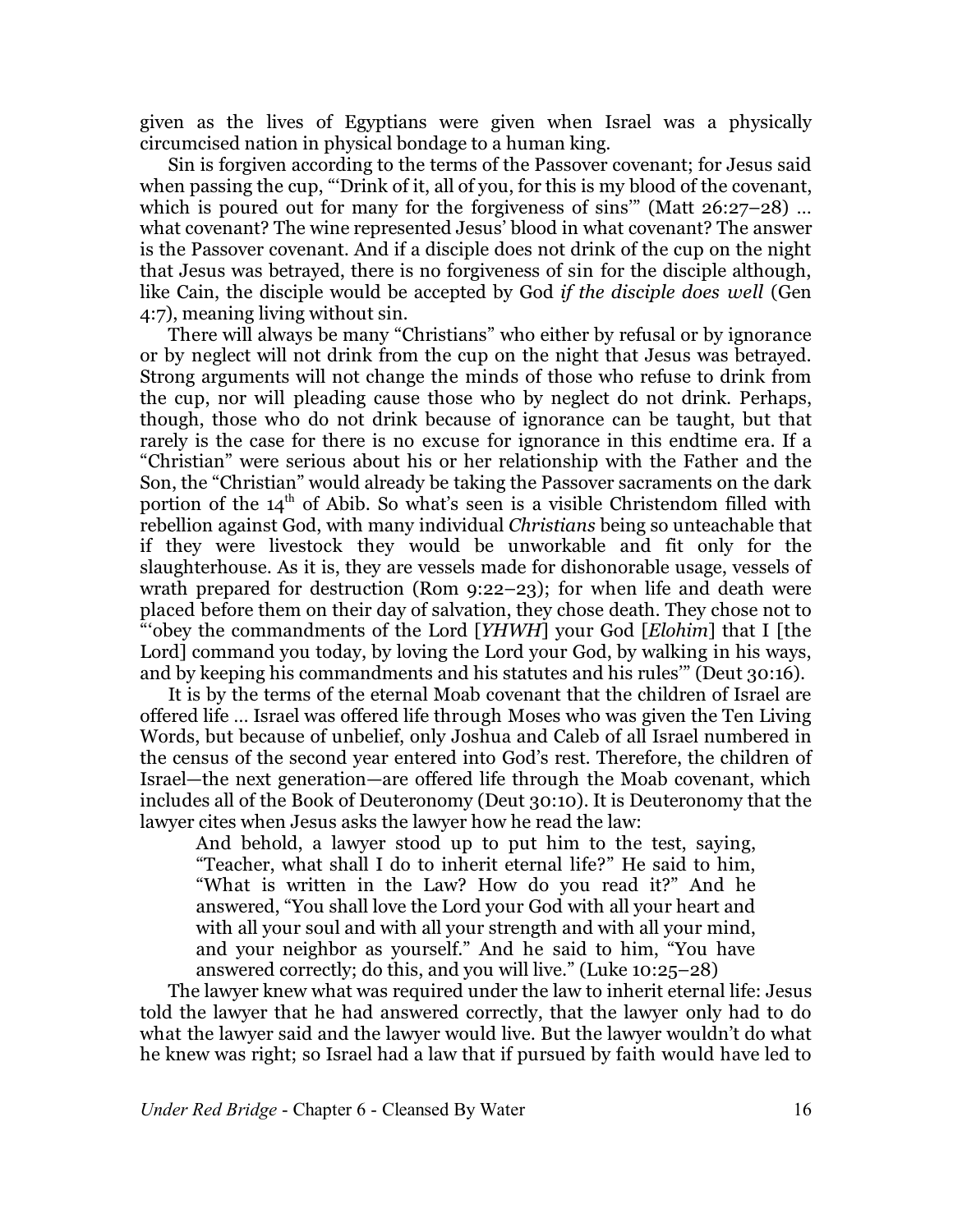given as the lives of Egyptians were given when Israel was a physically circumcised nation in physical bondage to a human king.

Sin is forgiven according to the terms of the Passover covenant; for Jesus said when passing the cup, "'Drink of it, all of you, for this is my blood of the covenant, which is poured out for many for the forgiveness of sins'" (Matt 26:27–28) … what covenant? The wine represented Jesus' blood in what covenant? The answer is the Passover covenant. And if a disciple does not drink of the cup on the night that Jesus was betrayed, there is no forgiveness of sin for the disciple although, like Cain, the disciple would be accepted by God *if the disciple does well* (Gen 4:7), meaning living without sin.

There will always be many "Christians" who either by refusal or by ignorance or by neglect will not drink from the cup on the night that Jesus was betrayed. Strong arguments will not change the minds of those who refuse to drink from the cup, nor will pleading cause those who by neglect do not drink. Perhaps, though, those who do not drink because of ignorance can be taught, but that rarely is the case for there is no excuse for ignorance in this endtime era. If a "Christian" were serious about his or her relationship with the Father and the Son, the "Christian" would already be taking the Passover sacraments on the dark portion of the 14th of Abib. So what's seen is a visible Christendom filled with rebellion against God, with many individual *Christians* being so unteachable that if they were livestock they would be unworkable and fit only for the slaughterhouse. As it is, they are vessels made for dishonorable usage, vessels of wrath prepared for destruction (Rom 9:22–23); for when life and death were placed before them on their day of salvation, they chose death. They chose not to "'obey the commandments of the Lord [*YHWH*] your God [*Elohim*] that I [the Lord] command you today, by loving the Lord your God, by walking in his ways, and by keeping his commandments and his statutes and his rules'" (Deut 30:16).

It is by the terms of the eternal Moab covenant that the children of Israel are offered life … Israel was offered life through Moses who was given the Ten Living Words, but because of unbelief, only Joshua and Caleb of all Israel numbered in the census of the second year entered into God's rest. Therefore, the children of Israel—the next generation—are offered life through the Moab covenant, which includes all of the Book of Deuteronomy (Deut 30:10). It is Deuteronomy that the lawyer cites when Jesus asks the lawyer how he read the law:

> And behold, a lawyer stood up to put him to the test, saying, "Teacher, what shall I do to inherit eternal life?" He said to him, "What is written in the Law? How do you read it?" And he answered, "You shall love the Lord your God with all your heart and with all your soul and with all your strength and with all your mind, and your neighbor as yourself." And he said to him, "You have answered correctly; do this, and you will live." (Luke 10:25–28)

The lawyer knew what was required under the law to inherit eternal life: Jesus told the lawyer that he had answered correctly, that the lawyer only had to do what the lawyer said and the lawyer would live. But the lawyer wouldn't do what he knew was right; so Israel had a law that if pursued by faith would have led to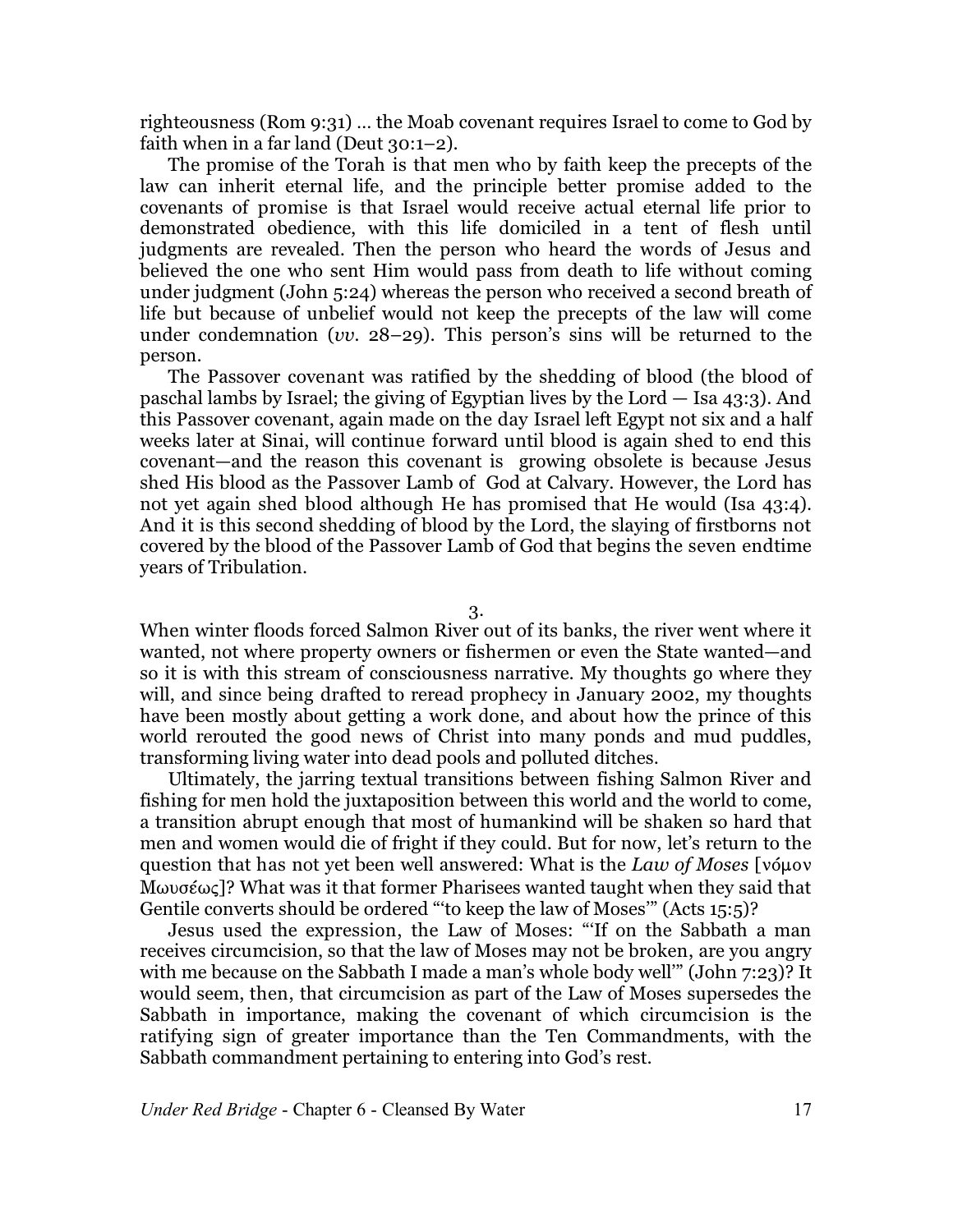righteousness (Rom 9:31) … the Moab covenant requires Israel to come to God by faith when in a far land (Deut 30:1–2).

The promise of the Torah is that men who by faith keep the precepts of the law can inherit eternal life, and the principle better promise added to the covenants of promise is that Israel would receive actual eternal life prior to demonstrated obedience, with this life domiciled in a tent of flesh until judgments are revealed. Then the person who heard the words of Jesus and believed the one who sent Him would pass from death to life without coming under judgment (John 5:24) whereas the person who received a second breath of life but because of unbelief would not keep the precepts of the law will come under condemnation (*vv.* 28–29). This person's sins will be returned to the person.

The Passover covenant was ratified by the shedding of blood (the blood of paschal lambs by Israel; the giving of Egyptian lives by the Lord — Isa 43:3). And this Passover covenant, again made on the day Israel left Egypt not six and a half weeks later at Sinai, will continue forward until blood is again shed to end this covenant—and the reason this covenant is growing obsolete is because Jesus shed His blood as the Passover Lamb of God at Calvary. However, the Lord has not yet again shed blood although He has promised that He would (Isa 43:4). And it is this second shedding of blood by the Lord, the slaying of firstborns not covered by the blood of the Passover Lamb of God that begins the seven endtime years of Tribulation.

3.

When winter floods forced Salmon River out of its banks, the river went where it wanted, not where property owners or fishermen or even the State wanted—and so it is with this stream of consciousness narrative. My thoughts go where they will, and since being drafted to reread prophecy in January 2002, my thoughts have been mostly about getting a work done, and about how the prince of this world rerouted the good news of Christ into many ponds and mud puddles, transforming living water into dead pools and polluted ditches.

Ultimately, the jarring textual transitions between fishing Salmon River and fishing for men hold the juxtaposition between this world and the world to come, a transition abrupt enough that most of humankind will be shaken so hard that men and women would die of fright if they could. But for now, let's return to the question that has not yet been well answered: What is the *Law of Moses* [νόμον Μωυσέως]? What was it that former Pharisees wanted taught when they said that Gentile converts should be ordered "'to keep the law of Moses'" (Acts 15:5)?

Jesus used the expression, the Law of Moses: "'If on the Sabbath a man receives circumcision, so that the law of Moses may not be broken, are you angry with me because on the Sabbath I made a man's whole body well'" (John 7:23)? It would seem, then, that circumcision as part of the Law of Moses supersedes the Sabbath in importance, making the covenant of which circumcision is the ratifying sign of greater importance than the Ten Commandments, with the Sabbath commandment pertaining to entering into God's rest.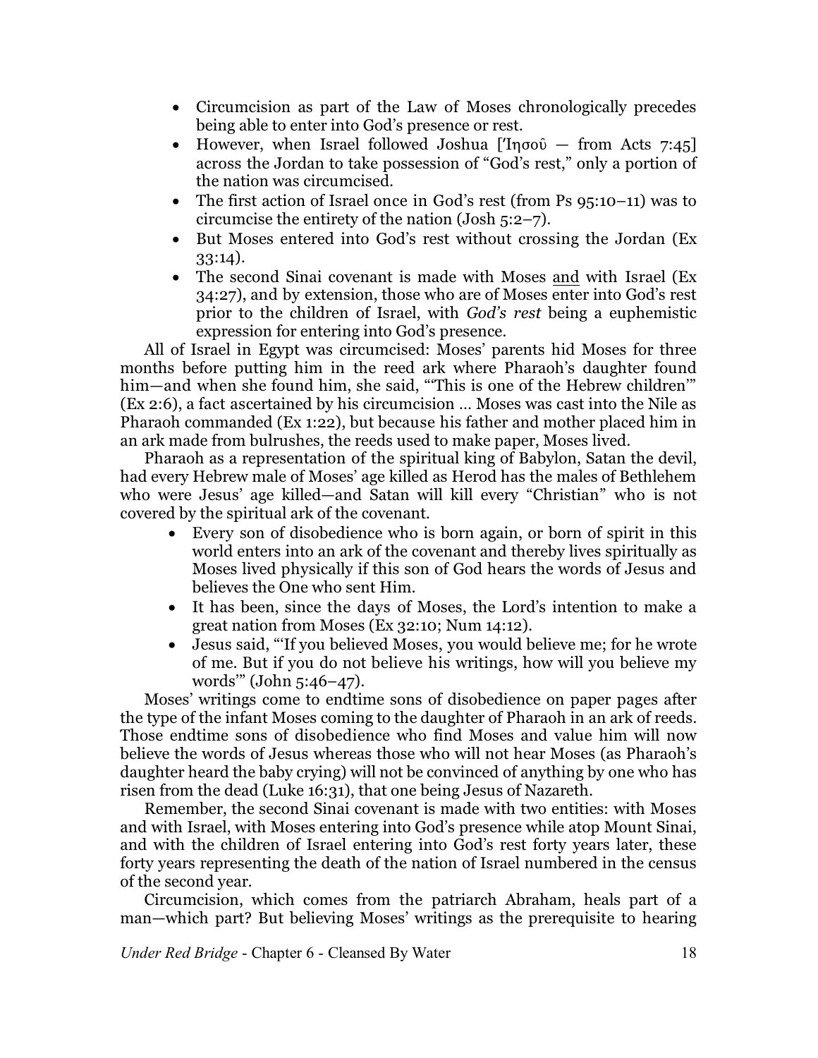- Circumcision as part of the Law of Moses chronologically precedes being able to enter into God's presence or rest.
- However, when Israel followed Joshua [Ἰησοῦ — from Acts 7:45] across the Jordan to take possession of "God's rest," only a portion of the nation was circumcised.
- The first action of Israel once in God's rest (from Ps 95:10–11) was to circumcise the entirety of the nation (Josh 5:2–7).
- But Moses entered into God's rest without crossing the Jordan (Ex 33:14).
- The second Sinai covenant is made with Moses <u>and</u> with Israel (Ex 34:27), and by extension, those who are of Moses enter into God's rest prior to the children of Israel, with *God's rest* being a euphemistic expression for entering into God's presence.

All of Israel in Egypt was circumcised: Moses' parents hid Moses for three months before putting him in the reed ark where Pharaoh's daughter found him—and when she found him, she said, "'This is one of the Hebrew children'" (Ex 2:6), a fact ascertained by his circumcision … Moses was cast into the Nile as Pharaoh commanded (Ex 1:22), but because his father and mother placed him in an ark made from bulrushes, the reeds used to make paper, Moses lived.

Pharaoh as a representation of the spiritual king of Babylon, Satan the devil, had every Hebrew male of Moses' age killed as Herod has the males of Bethlehem who were Jesus' age killed—and Satan will kill every "Christian" who is not covered by the spiritual ark of the covenant.

- Every son of disobedience who is born again, or born of spirit in this world enters into an ark of the covenant and thereby lives spiritually as Moses lived physically if this son of God hears the words of Jesus and believes the One who sent Him.
- It has been, since the days of Moses, the Lord's intention to make a great nation from Moses (Ex 32:10; Num 14:12).
- Jesus said, "'If you believed Moses, you would believe me; for he wrote of me. But if you do not believe his writings, how will you believe my words'" (John 5:46–47).

Moses' writings come to endtime sons of disobedience on paper pages after the type of the infant Moses coming to the daughter of Pharaoh in an ark of reeds. Those endtime sons of disobedience who find Moses and value him will now believe the words of Jesus whereas those who will not hear Moses (as Pharaoh's daughter heard the baby crying) will not be convinced of anything by one who has risen from the dead (Luke 16:31), that one being Jesus of Nazareth.

Remember, the second Sinai covenant is made with two entities: with Moses and with Israel, with Moses entering into God's presence while atop Mount Sinai, and with the children of Israel entering into God's rest forty years later, these forty years representing the death of the nation of Israel numbered in the census of the second year.

Circumcision, which comes from the patriarch Abraham, heals part of a man—which part? But believing Moses' writings as the prerequisite to hearing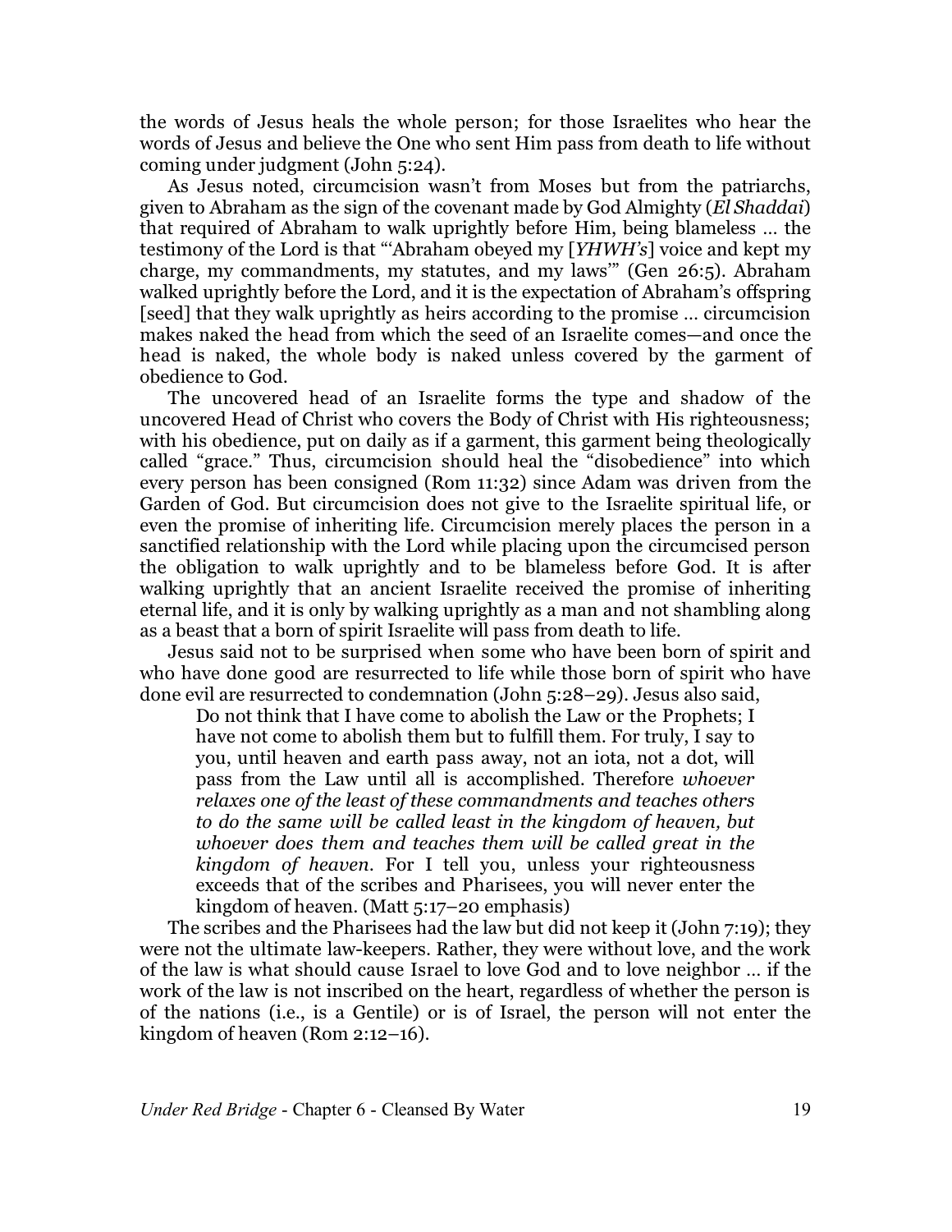the words of Jesus heals the whole person; for those Israelites who hear the words of Jesus and believe the One who sent Him pass from death to life without coming under judgment (John 5:24).

As Jesus noted, circumcision wasn't from Moses but from the patriarchs, given to Abraham as the sign of the covenant made by God Almighty (*El Shaddai*) that required of Abraham to walk uprightly before Him, being blameless … the testimony of the Lord is that "'Abraham obeyed my [*YHWH's*] voice and kept my charge, my commandments, my statutes, and my laws'" (Gen 26:5). Abraham walked uprightly before the Lord, and it is the expectation of Abraham's offspring [seed] that they walk uprightly as heirs according to the promise … circumcision makes naked the head from which the seed of an Israelite comes—and once the head is naked, the whole body is naked unless covered by the garment of obedience to God.

The uncovered head of an Israelite forms the type and shadow of the uncovered Head of Christ who covers the Body of Christ with His righteousness; with his obedience, put on daily as if a garment, this garment being theologically called "grace." Thus, circumcision should heal the "disobedience" into which every person has been consigned (Rom 11:32) since Adam was driven from the Garden of God. But circumcision does not give to the Israelite spiritual life, or even the promise of inheriting life. Circumcision merely places the person in a sanctified relationship with the Lord while placing upon the circumcised person the obligation to walk uprightly and to be blameless before God. It is after walking uprightly that an ancient Israelite received the promise of inheriting eternal life, and it is only by walking uprightly as a man and not shambling along as a beast that a born of spirit Israelite will pass from death to life.

Jesus said not to be surprised when some who have been born of spirit and who have done good are resurrected to life while those born of spirit who have done evil are resurrected to condemnation (John 5:28–29). Jesus also said,

> Do not think that I have come to abolish the Law or the Prophets; I have not come to abolish them but to fulfill them. For truly, I say to you, until heaven and earth pass away, not an iota, not a dot, will pass from the Law until all is accomplished. Therefore *whoever relaxes one of the least of these commandments and teaches others to do the same will be called least in the kingdom of heaven, but whoever does them and teaches them will be called great in the kingdom of heaven*. For I tell you, unless your righteousness exceeds that of the scribes and Pharisees, you will never enter the kingdom of heaven. (Matt 5:17–20 emphasis)

The scribes and the Pharisees had the law but did not keep it (John 7:19); they were not the ultimate law-keepers. Rather, they were without love, and the work of the law is what should cause Israel to love God and to love neighbor … if the work of the law is not inscribed on the heart, regardless of whether the person is of the nations (i.e., is a Gentile) or is of Israel, the person will not enter the kingdom of heaven (Rom 2:12–16).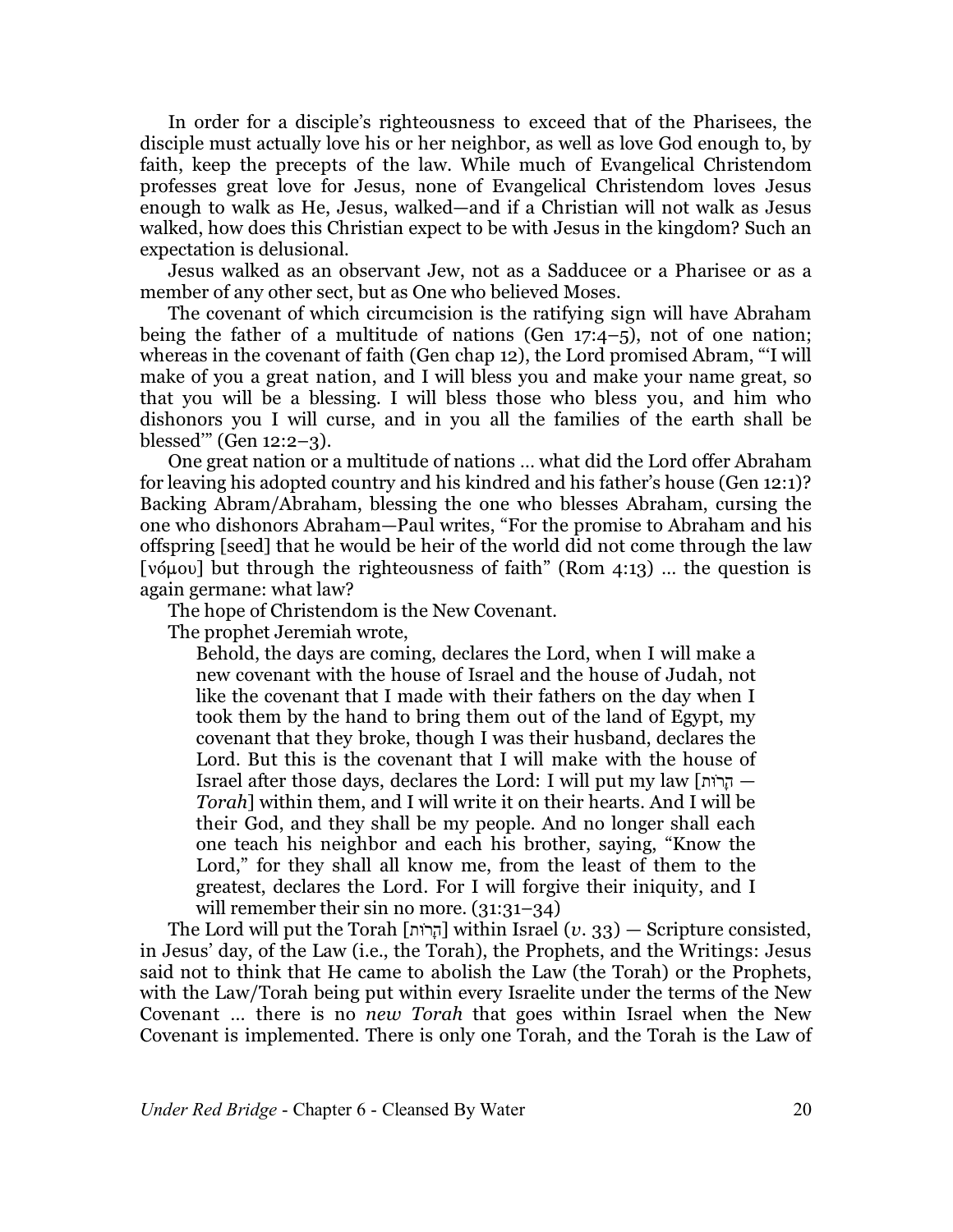In order for a disciple's righteousness to exceed that of the Pharisees, the disciple must actually love his or her neighbor, as well as love God enough to, by faith, keep the precepts of the law. While much of Evangelical Christendom professes great love for Jesus, none of Evangelical Christendom loves Jesus enough to walk as He, Jesus, walked—and if a Christian will not walk as Jesus walked, how does this Christian expect to be with Jesus in the kingdom? Such an expectation is delusional.

Jesus walked as an observant Jew, not as a Sadducee or a Pharisee or as a member of any other sect, but as One who believed Moses.

The covenant of which circumcision is the ratifying sign will have Abraham being the father of a multitude of nations (Gen 17:4–5), not of one nation; whereas in the covenant of faith (Gen chap 12), the Lord promised Abram, "'I will make of you a great nation, and I will bless you and make your name great, so that you will be a blessing. I will bless those who bless you, and him who dishonors you I will curse, and in you all the families of the earth shall be blessed'" (Gen 12:2–3).

One great nation or a multitude of nations … what did the Lord offer Abraham for leaving his adopted country and his kindred and his father's house (Gen 12:1)? Backing Abram/Abraham, blessing the one who blesses Abraham, cursing the one who dishonors Abraham—Paul writes, "For the promise to Abraham and his offspring [seed] that he would be heir of the world did not come through the law [νόμου] but through the righteousness of faith" (Rom 4:13) … the question is again germane: what law?

The hope of Christendom is the New Covenant.

The prophet Jeremiah wrote,

> Behold, the days are coming, declares the Lord, when I will make a new covenant with the house of Israel and the house of Judah, not like the covenant that I made with their fathers on the day when I took them by the hand to bring them out of the land of Egypt, my covenant that they broke, though I was their husband, declares the Lord. But this is the covenant that I will make with the house of Israel after those days, declares the Lord: I will put my law [תּוֹרָה — *Torah*] within them, and I will write it on their hearts. And I will be their God, and they shall be my people. And no longer shall each one teach his neighbor and each his brother, saying, "Know the Lord," for they shall all know me, from the least of them to the greatest, declares the Lord. For I will forgive their iniquity, and I will remember their sin no more. (31:31–34)

The Lord will put the Torah [תּוֹרָה] within Israel (*v.* 33) — Scripture consisted, in Jesus' day, of the Law (i.e., the Torah), the Prophets, and the Writings: Jesus said not to think that He came to abolish the Law (the Torah) or the Prophets, with the Law/Torah being put within every Israelite under the terms of the New Covenant … there is no *new Torah* that goes within Israel when the New Covenant is implemented. There is only one Torah, and the Torah is the Law of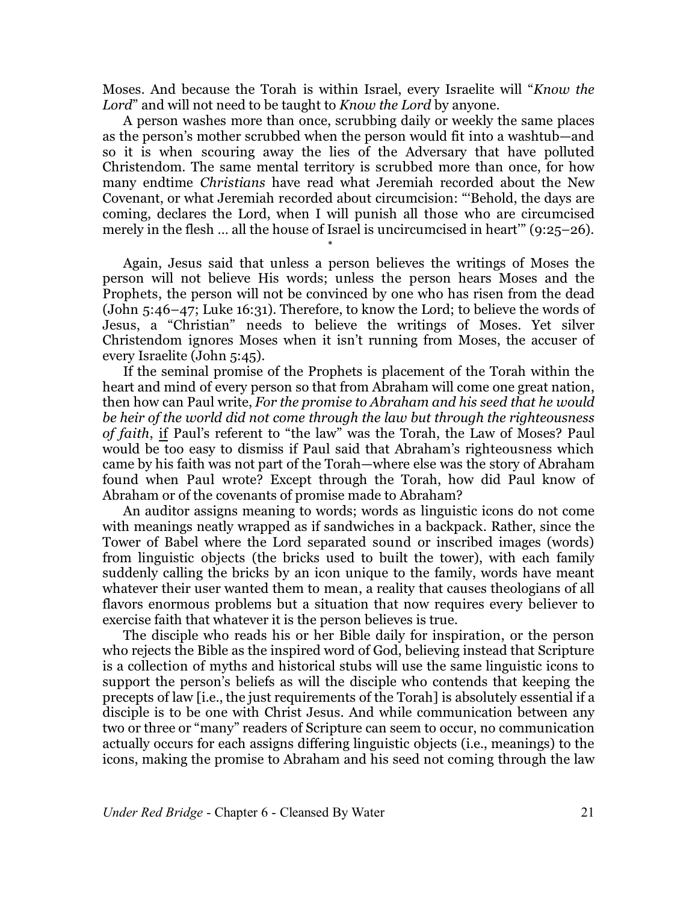Moses. And because the Torah is within Israel, every Israelite will "*Know the Lord*" and will not need to be taught to *Know the Lord* by anyone.

A person washes more than once, scrubbing daily or weekly the same places as the person's mother scrubbed when the person would fit into a washtub—and so it is when scouring away the lies of the Adversary that have polluted Christendom. The same mental territory is scrubbed more than once, for how many endtime *Christians* have read what Jeremiah recorded about the New Covenant, or what Jeremiah recorded about circumcision: "'Behold, the days are coming, declares the Lord, when I will punish all those who are circumcised merely in the flesh … all the house of Israel is uncircumcised in heart'" (9:25–26).

*

Again, Jesus said that unless a person believes the writings of Moses the person will not believe His words; unless the person hears Moses and the Prophets, the person will not be convinced by one who has risen from the dead (John 5:46–47; Luke 16:31). Therefore, to know the Lord; to believe the words of Jesus, a "Christian" needs to believe the writings of Moses. Yet silver Christendom ignores Moses when it isn't running from Moses, the accuser of every Israelite (John 5:45).

If the seminal promise of the Prophets is placement of the Torah within the heart and mind of every person so that from Abraham will come one great nation, then how can Paul write, *For the promise to Abraham and his seed that he would be heir of the world did not come through the law but through the righteousness of faith*, <u>if</u> Paul's referent to "the law" was the Torah, the Law of Moses? Paul would be too easy to dismiss if Paul said that Abraham's righteousness which came by his faith was not part of the Torah—where else was the story of Abraham found when Paul wrote? Except through the Torah, how did Paul know of Abraham or of the covenants of promise made to Abraham?

An auditor assigns meaning to words; words as linguistic icons do not come with meanings neatly wrapped as if sandwiches in a backpack. Rather, since the Tower of Babel where the Lord separated sound or inscribed images (words) from linguistic objects (the bricks used to built the tower), with each family suddenly calling the bricks by an icon unique to the family, words have meant whatever their user wanted them to mean, a reality that causes theologians of all flavors enormous problems but a situation that now requires every believer to exercise faith that whatever it is the person believes is true.

The disciple who reads his or her Bible daily for inspiration, or the person who rejects the Bible as the inspired word of God, believing instead that Scripture is a collection of myths and historical stubs will use the same linguistic icons to support the person's beliefs as will the disciple who contends that keeping the precepts of law [i.e., the just requirements of the Torah] is absolutely essential if a disciple is to be one with Christ Jesus. And while communication between any two or three or "many" readers of Scripture can seem to occur, no communication actually occurs for each assigns differing linguistic objects (i.e., meanings) to the icons, making the promise to Abraham and his seed not coming through the law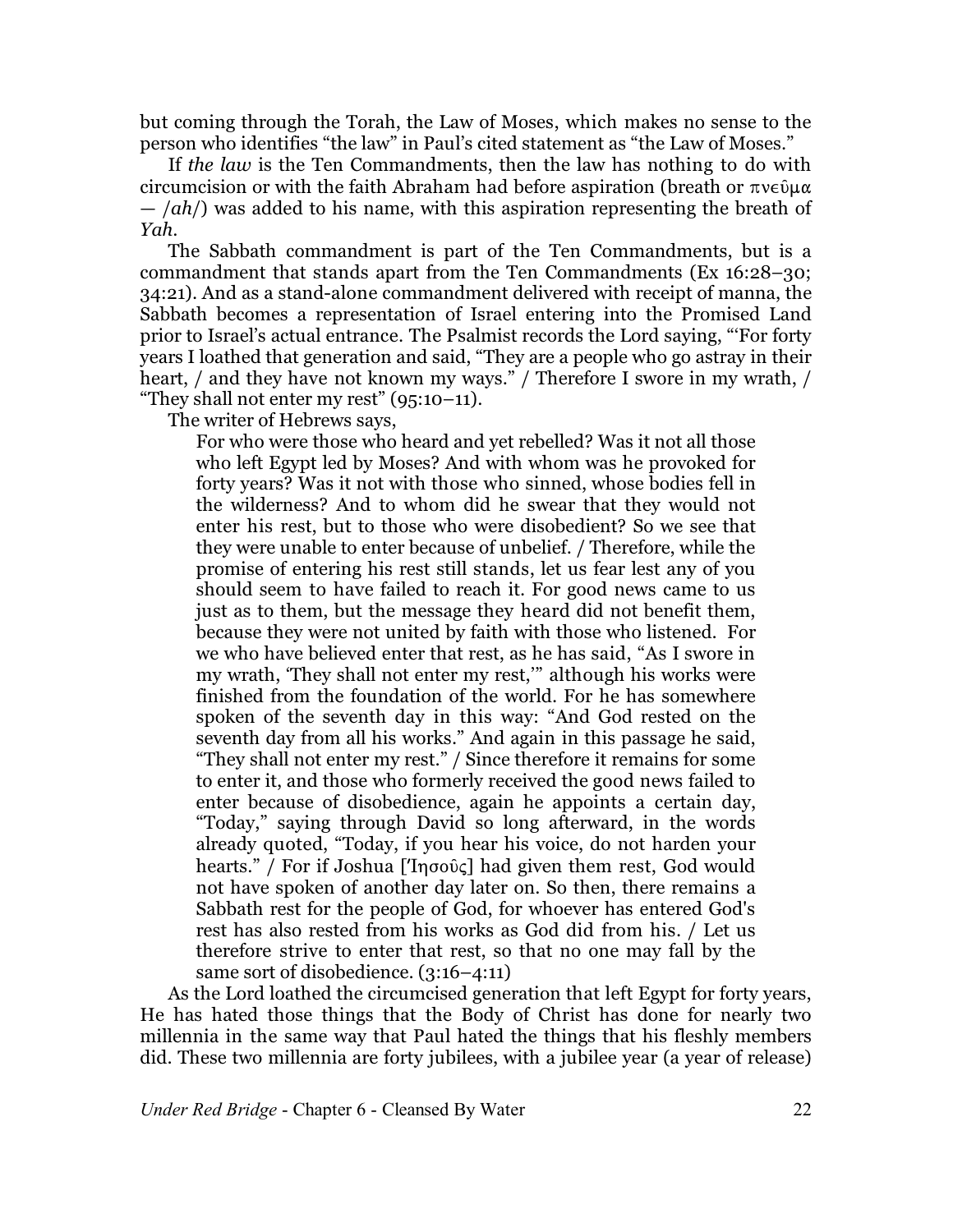but coming through the Torah, the Law of Moses, which makes no sense to the person who identifies "the law" in Paul's cited statement as "the Law of Moses."

If *the law* is the Ten Commandments, then the law has nothing to do with circumcision or with the faith Abraham had before aspiration (breath or πνεῦμα — /*ah*/) was added to his name, with this aspiration representing the breath of *Yah*.

The Sabbath commandment is part of the Ten Commandments, but is a commandment that stands apart from the Ten Commandments (Ex 16:28–30; 34:21). And as a stand-alone commandment delivered with receipt of manna, the Sabbath becomes a representation of Israel entering into the Promised Land prior to Israel's actual entrance. The Psalmist records the Lord saying, "'For forty years I loathed that generation and said, "They are a people who go astray in their heart, / and they have not known my ways." / Therefore I swore in my wrath, / "They shall not enter my rest" (95:10–11).

The writer of Hebrews says,

> For who were those who heard and yet rebelled? Was it not all those who left Egypt led by Moses? And with whom was he provoked for forty years? Was it not with those who sinned, whose bodies fell in the wilderness? And to whom did he swear that they would not enter his rest, but to those who were disobedient? So we see that they were unable to enter because of unbelief. / Therefore, while the promise of entering his rest still stands, let us fear lest any of you should seem to have failed to reach it. For good news came to us just as to them, but the message they heard did not benefit them, because they were not united by faith with those who listened. For we who have believed enter that rest, as he has said, "As I swore in my wrath, 'They shall not enter my rest,'" although his works were finished from the foundation of the world. For he has somewhere spoken of the seventh day in this way: "And God rested on the seventh day from all his works." And again in this passage he said, "They shall not enter my rest." / Since therefore it remains for some to enter it, and those who formerly received the good news failed to enter because of disobedience, again he appoints a certain day, "Today," saying through David so long afterward, in the words already quoted, "Today, if you hear his voice, do not harden your hearts." / For if Joshua [Ἰησοῦς] had given them rest, God would not have spoken of another day later on. So then, there remains a Sabbath rest for the people of God, for whoever has entered God's rest has also rested from his works as God did from his. / Let us therefore strive to enter that rest, so that no one may fall by the same sort of disobedience. (3:16–4:11)

As the Lord loathed the circumcised generation that left Egypt for forty years, He has hated those things that the Body of Christ has done for nearly two millennia in the same way that Paul hated the things that his fleshly members did. These two millennia are forty jubilees, with a jubilee year (a year of release)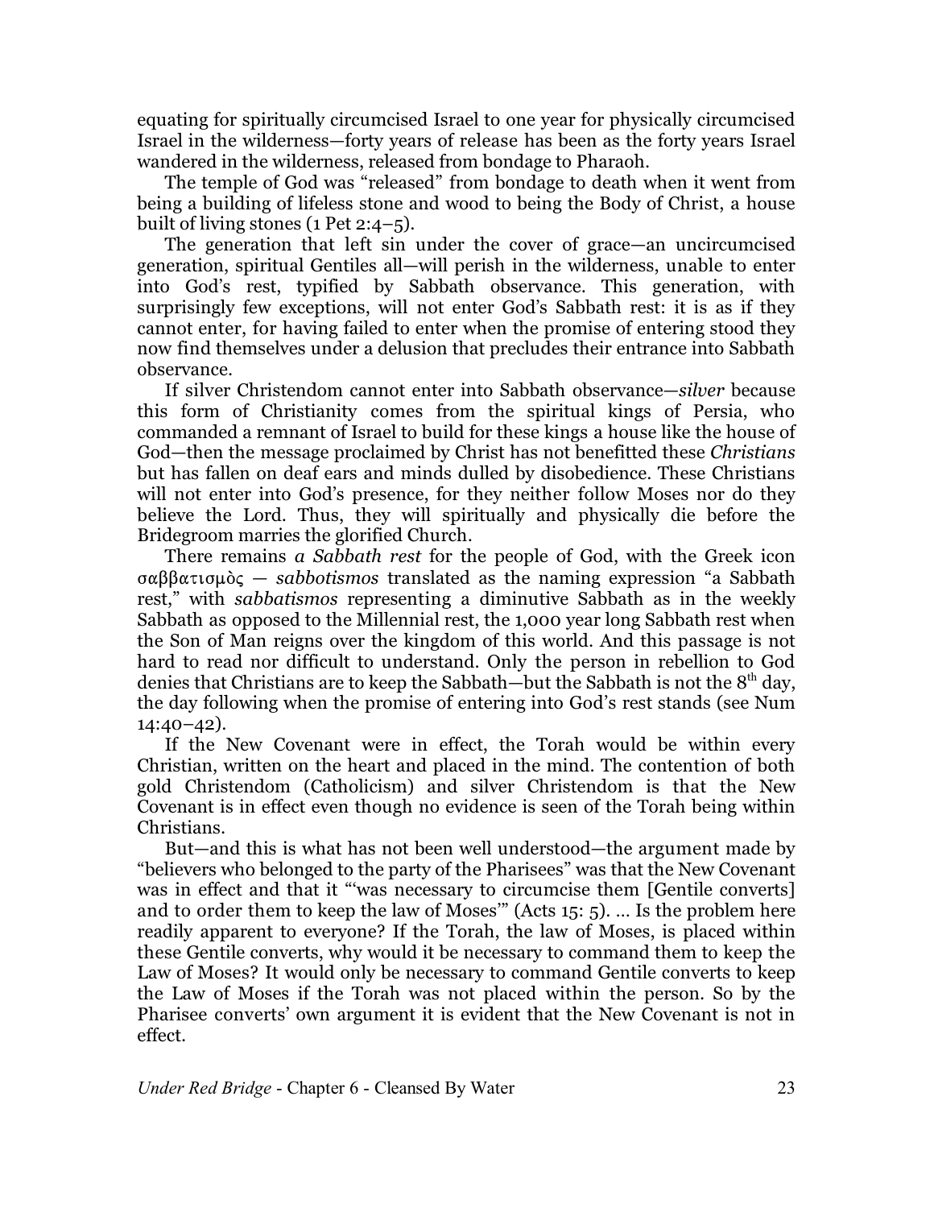equating for spiritually circumcised Israel to one year for physically circumcised Israel in the wilderness—forty years of release has been as the forty years Israel wandered in the wilderness, released from bondage to Pharaoh.

The temple of God was "released" from bondage to death when it went from being a building of lifeless stone and wood to being the Body of Christ, a house built of living stones (1 Pet 2:4–5).

The generation that left sin under the cover of grace—an uncircumcised generation, spiritual Gentiles all—will perish in the wilderness, unable to enter into God's rest, typified by Sabbath observance. This generation, with surprisingly few exceptions, will not enter God's Sabbath rest: it is as if they cannot enter, for having failed to enter when the promise of entering stood they now find themselves under a delusion that precludes their entrance into Sabbath observance.

If silver Christendom cannot enter into Sabbath observance—*silver* because this form of Christianity comes from the spiritual kings of Persia, who commanded a remnant of Israel to build for these kings a house like the house of God—then the message proclaimed by Christ has not benefitted these *Christians* but has fallen on deaf ears and minds dulled by disobedience. These Christians will not enter into God's presence, for they neither follow Moses nor do they believe the Lord. Thus, they will spiritually and physically die before the Bridegroom marries the glorified Church.

There remains *a Sabbath rest* for the people of God, with the Greek icon σαββατισμὸς — *sabbotismos* translated as the naming expression "a Sabbath rest," with *sabbatismos* representing a diminutive Sabbath as in the weekly Sabbath as opposed to the Millennial rest, the 1,000 year long Sabbath rest when the Son of Man reigns over the kingdom of this world. And this passage is not hard to read nor difficult to understand. Only the person in rebellion to God denies that Christians are to keep the Sabbath—but the Sabbath is not the 8th day, the day following when the promise of entering into God's rest stands (see Num 14:40–42).

If the New Covenant were in effect, the Torah would be within every Christian, written on the heart and placed in the mind. The contention of both gold Christendom (Catholicism) and silver Christendom is that the New Covenant is in effect even though no evidence is seen of the Torah being within Christians.

But—and this is what has not been well understood—the argument made by "believers who belonged to the party of the Pharisees" was that the New Covenant was in effect and that it "'was necessary to circumcise them [Gentile converts] and to order them to keep the law of Moses'" (Acts 15: 5). … Is the problem here readily apparent to everyone? If the Torah, the law of Moses, is placed within these Gentile converts, why would it be necessary to command them to keep the Law of Moses? It would only be necessary to command Gentile converts to keep the Law of Moses if the Torah was not placed within the person. So by the Pharisee converts' own argument it is evident that the New Covenant is not in effect.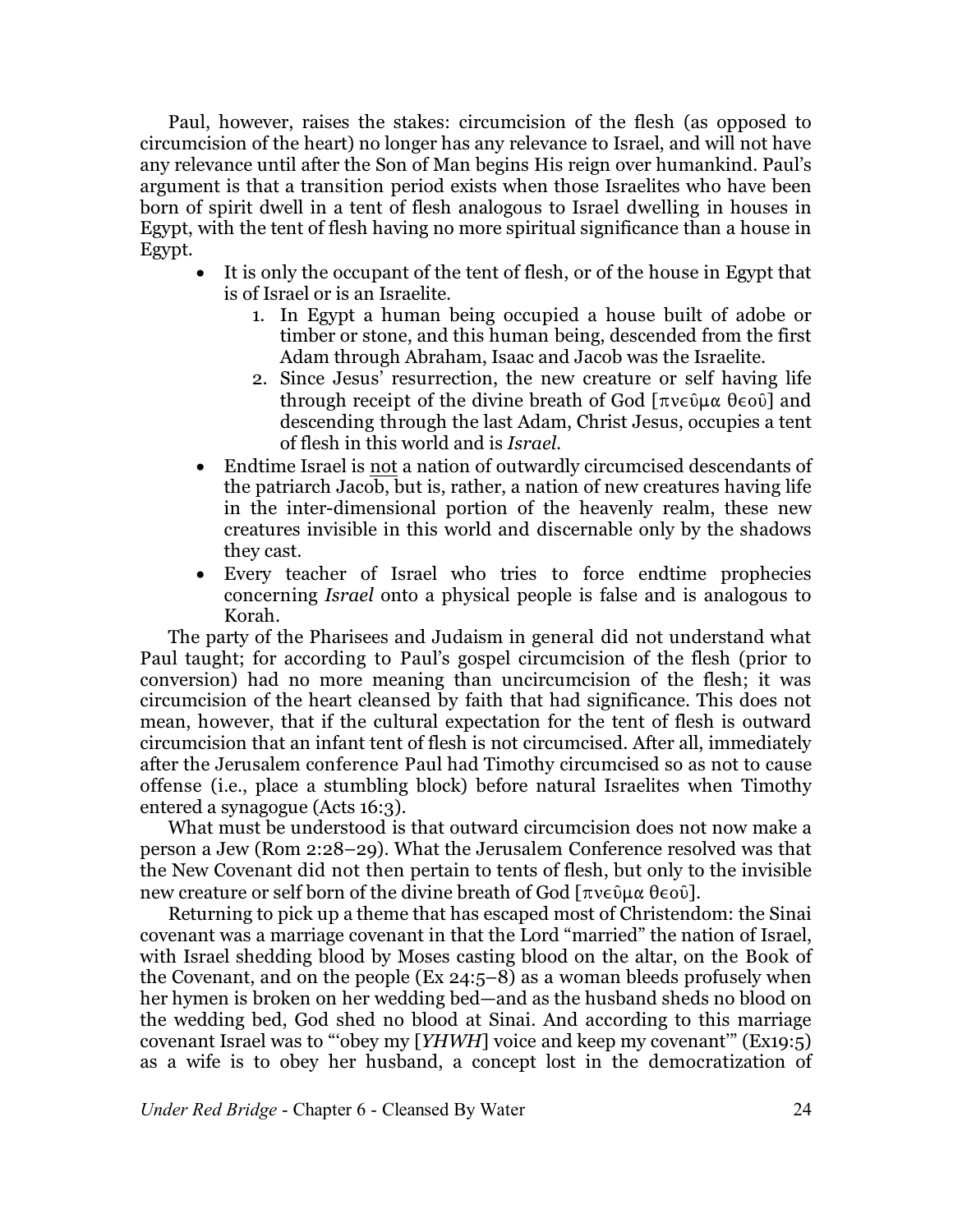Paul, however, raises the stakes: circumcision of the flesh (as opposed to circumcision of the heart) no longer has any relevance to Israel, and will not have any relevance until after the Son of Man begins His reign over humankind. Paul's argument is that a transition period exists when those Israelites who have been born of spirit dwell in a tent of flesh analogous to Israel dwelling in houses in Egypt, with the tent of flesh having no more spiritual significance than a house in Egypt.

- It is only the occupant of the tent of flesh, or of the house in Egypt that is of Israel or is an Israelite.
    1. In Egypt a human being occupied a house built of adobe or timber or stone, and this human being, descended from the first Adam through Abraham, Isaac and Jacob was the Israelite.
    2. Since Jesus' resurrection, the new creature or self having life through receipt of the divine breath of God [πνεῦμα θεοῦ] and descending through the last Adam, Christ Jesus, occupies a tent of flesh in this world and is *Israel*.
- Endtime Israel is <u>not</u> a nation of outwardly circumcised descendants of the patriarch Jacob, but is, rather, a nation of new creatures having life in the inter-dimensional portion of the heavenly realm, these new creatures invisible in this world and discernable only by the shadows they cast.
- Every teacher of Israel who tries to force endtime prophecies concerning *Israel* onto a physical people is false and is analogous to Korah.

The party of the Pharisees and Judaism in general did not understand what Paul taught; for according to Paul's gospel circumcision of the flesh (prior to conversion) had no more meaning than uncircumcision of the flesh; it was circumcision of the heart cleansed by faith that had significance. This does not mean, however, that if the cultural expectation for the tent of flesh is outward circumcision that an infant tent of flesh is not circumcised. After all, immediately after the Jerusalem conference Paul had Timothy circumcised so as not to cause offense (i.e., place a stumbling block) before natural Israelites when Timothy entered a synagogue (Acts 16:3).

What must be understood is that outward circumcision does not now make a person a Jew (Rom 2:28–29). What the Jerusalem Conference resolved was that the New Covenant did not then pertain to tents of flesh, but only to the invisible new creature or self born of the divine breath of God [πνεῦμα θεοῦ].

Returning to pick up a theme that has escaped most of Christendom: the Sinai covenant was a marriage covenant in that the Lord "married" the nation of Israel, with Israel shedding blood by Moses casting blood on the altar, on the Book of the Covenant, and on the people (Ex 24:5–8) as a woman bleeds profusely when her hymen is broken on her wedding bed—and as the husband sheds no blood on the wedding bed, God shed no blood at Sinai. And according to this marriage covenant Israel was to "'obey my [*YHWH*] voice and keep my covenant'" (Ex19:5) as a wife is to obey her husband, a concept lost in the democratization of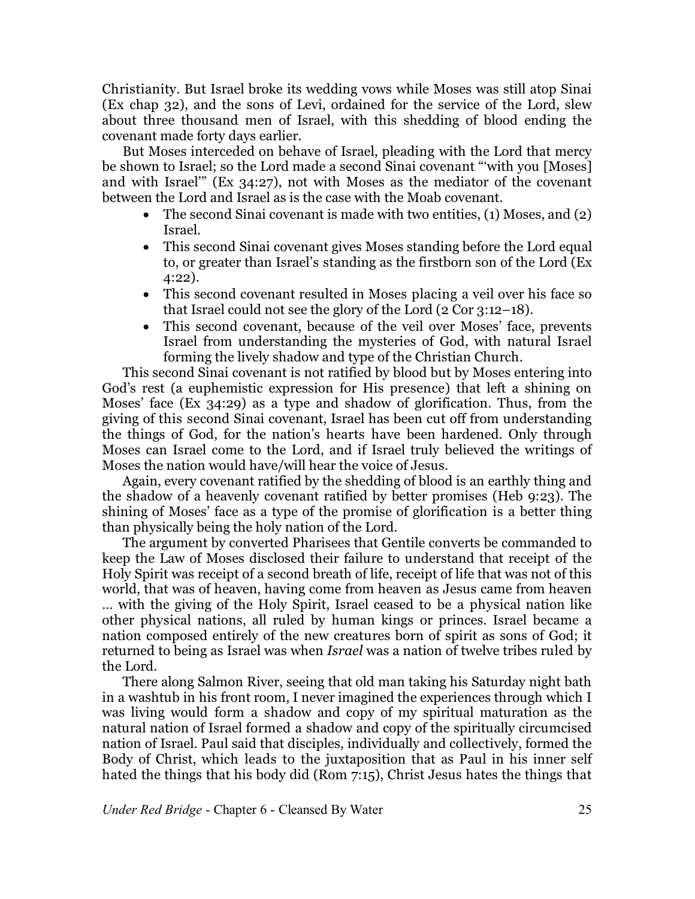Christianity. But Israel broke its wedding vows while Moses was still atop Sinai (Ex chap 32), and the sons of Levi, ordained for the service of the Lord, slew about three thousand men of Israel, with this shedding of blood ending the covenant made forty days earlier.

But Moses interceded on behave of Israel, pleading with the Lord that mercy be shown to Israel; so the Lord made a second Sinai covenant "'with you [Moses] and with Israel'" (Ex 34:27), not with Moses as the mediator of the covenant between the Lord and Israel as is the case with the Moab covenant.

- The second Sinai covenant is made with two entities, (1) Moses, and (2) Israel.
- This second Sinai covenant gives Moses standing before the Lord equal to, or greater than Israel's standing as the firstborn son of the Lord (Ex 4:22).
- This second covenant resulted in Moses placing a veil over his face so that Israel could not see the glory of the Lord (2 Cor 3:12–18).
- This second covenant, because of the veil over Moses' face, prevents Israel from understanding the mysteries of God, with natural Israel forming the lively shadow and type of the Christian Church.

This second Sinai covenant is not ratified by blood but by Moses entering into God's rest (a euphemistic expression for His presence) that left a shining on Moses' face (Ex 34:29) as a type and shadow of glorification. Thus, from the giving of this second Sinai covenant, Israel has been cut off from understanding the things of God, for the nation's hearts have been hardened. Only through Moses can Israel come to the Lord, and if Israel truly believed the writings of Moses the nation would have/will hear the voice of Jesus.

Again, every covenant ratified by the shedding of blood is an earthly thing and the shadow of a heavenly covenant ratified by better promises (Heb 9:23). The shining of Moses' face as a type of the promise of glorification is a better thing than physically being the holy nation of the Lord.

The argument by converted Pharisees that Gentile converts be commanded to keep the Law of Moses disclosed their failure to understand that receipt of the Holy Spirit was receipt of a second breath of life, receipt of life that was not of this world, that was of heaven, having come from heaven as Jesus came from heaven … with the giving of the Holy Spirit, Israel ceased to be a physical nation like other physical nations, all ruled by human kings or princes. Israel became a nation composed entirely of the new creatures born of spirit as sons of God; it returned to being as Israel was when *Israel* was a nation of twelve tribes ruled by the Lord.

There along Salmon River, seeing that old man taking his Saturday night bath in a washtub in his front room, I never imagined the experiences through which I was living would form a shadow and copy of my spiritual maturation as the natural nation of Israel formed a shadow and copy of the spiritually circumcised nation of Israel. Paul said that disciples, individually and collectively, formed the Body of Christ, which leads to the juxtaposition that as Paul in his inner self hated the things that his body did (Rom 7:15), Christ Jesus hates the things that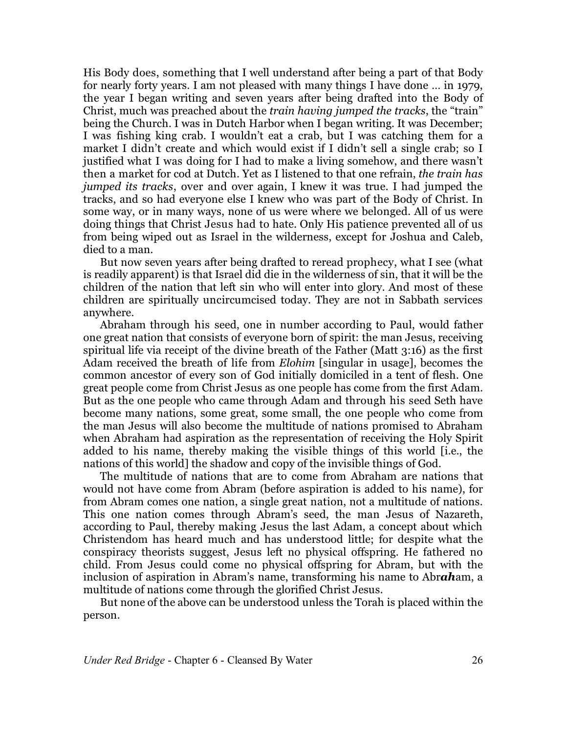His Body does, something that I well understand after being a part of that Body for nearly forty years. I am not pleased with many things I have done … in 1979, the year I began writing and seven years after being drafted into the Body of Christ, much was preached about the *train having jumped the tracks*, the "train" being the Church. I was in Dutch Harbor when I began writing. It was December; I was fishing king crab. I wouldn't eat a crab, but I was catching them for a market I didn't create and which would exist if I didn't sell a single crab; so I justified what I was doing for I had to make a living somehow, and there wasn't then a market for cod at Dutch. Yet as I listened to that one refrain, *the train has jumped its tracks*, over and over again, I knew it was true. I had jumped the tracks, and so had everyone else I knew who was part of the Body of Christ. In some way, or in many ways, none of us were where we belonged. All of us were doing things that Christ Jesus had to hate. Only His patience prevented all of us from being wiped out as Israel in the wilderness, except for Joshua and Caleb, died to a man.

But now seven years after being drafted to reread prophecy, what I see (what is readily apparent) is that Israel did die in the wilderness of sin, that it will be the children of the nation that left sin who will enter into glory. And most of these children are spiritually uncircumcised today. They are not in Sabbath services anywhere.

Abraham through his seed, one in number according to Paul, would father one great nation that consists of everyone born of spirit: the man Jesus, receiving spiritual life via receipt of the divine breath of the Father (Matt 3:16) as the first Adam received the breath of life from *Elohim* [singular in usage], becomes the common ancestor of every son of God initially domiciled in a tent of flesh. One great people come from Christ Jesus as one people has come from the first Adam. But as the one people who came through Adam and through his seed Seth have become many nations, some great, some small, the one people who come from the man Jesus will also become the multitude of nations promised to Abraham when Abraham had aspiration as the representation of receiving the Holy Spirit added to his name, thereby making the visible things of this world [i.e., the nations of this world] the shadow and copy of the invisible things of God.

The multitude of nations that are to come from Abraham are nations that would not have come from Abram (before aspiration is added to his name), for from Abram comes one nation, a single great nation, not a multitude of nations. This one nation comes through Abram's seed, the man Jesus of Nazareth, according to Paul, thereby making Jesus the last Adam, a concept about which Christendom has heard much and has understood little; for despite what the conspiracy theorists suggest, Jesus left no physical offspring. He fathered no child. From Jesus could come no physical offspring for Abram, but with the inclusion of aspiration in Abram's name, transforming his name to Abr***ah***am, a multitude of nations come through the glorified Christ Jesus.

But none of the above can be understood unless the Torah is placed within the person.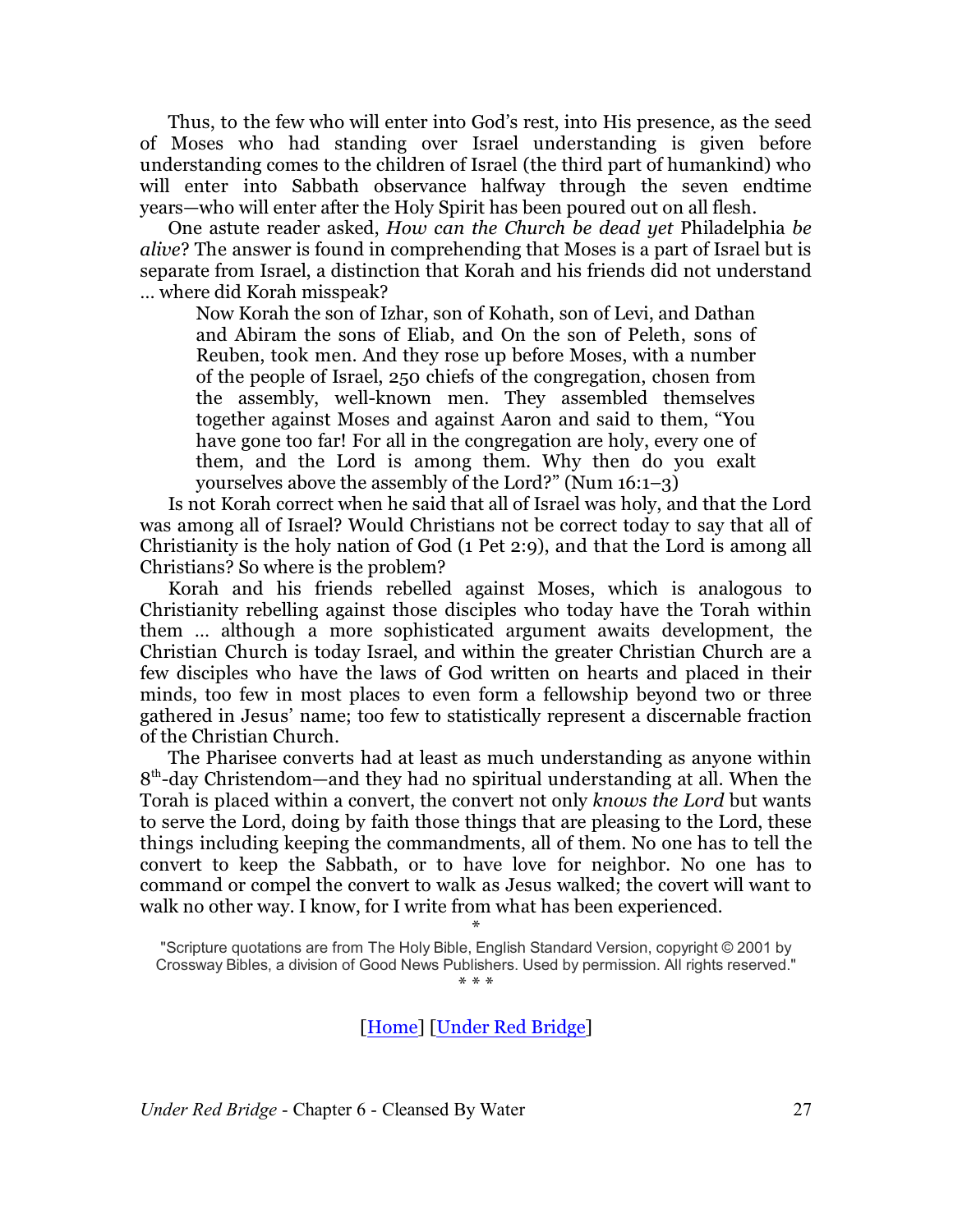Thus, to the few who will enter into God's rest, into His presence, as the seed of Moses who had standing over Israel understanding is given before understanding comes to the children of Israel (the third part of humankind) who will enter into Sabbath observance halfway through the seven endtime years—who will enter after the Holy Spirit has been poured out on all flesh.

One astute reader asked, *How can the Church be dead yet* Philadelphia *be alive*? The answer is found in comprehending that Moses is a part of Israel but is separate from Israel, a distinction that Korah and his friends did not understand … where did Korah misspeak?

> Now Korah the son of Izhar, son of Kohath, son of Levi, and Dathan and Abiram the sons of Eliab, and On the son of Peleth, sons of Reuben, took men. And they rose up before Moses, with a number of the people of Israel, 250 chiefs of the congregation, chosen from the assembly, well-known men. They assembled themselves together against Moses and against Aaron and said to them, "You have gone too far! For all in the congregation are holy, every one of them, and the Lord is among them. Why then do you exalt yourselves above the assembly of the Lord?" (Num 16:1–3)

Is not Korah correct when he said that all of Israel was holy, and that the Lord was among all of Israel? Would Christians not be correct today to say that all of Christianity is the holy nation of God (1 Pet 2:9), and that the Lord is among all Christians? So where is the problem?

Korah and his friends rebelled against Moses, which is analogous to Christianity rebelling against those disciples who today have the Torah within them … although a more sophisticated argument awaits development, the Christian Church is today Israel, and within the greater Christian Church are a few disciples who have the laws of God written on hearts and placed in their minds, too few in most places to even form a fellowship beyond two or three gathered in Jesus' name; too few to statistically represent a discernable fraction of the Christian Church.

The Pharisee converts had at least as much understanding as anyone within 8th-day Christendom—and they had no spiritual understanding at all. When the Torah is placed within a convert, the convert not only *knows the Lord* but wants to serve the Lord, doing by faith those things that are pleasing to the Lord, these things including keeping the commandments, all of them. No one has to tell the convert to keep the Sabbath, or to have love for neighbor. No one has to command or compel the convert to walk as Jesus walked; the covert will want to walk no other way. I know, for I write from what has been experienced.

*

"Scripture quotations are from The Holy Bible, English Standard Version, copyright © 2001 by Crossway Bibles, a division of Good News Publishers. Used by permission. All rights reserved."

* * *

[Home] [Under Red Bridge]